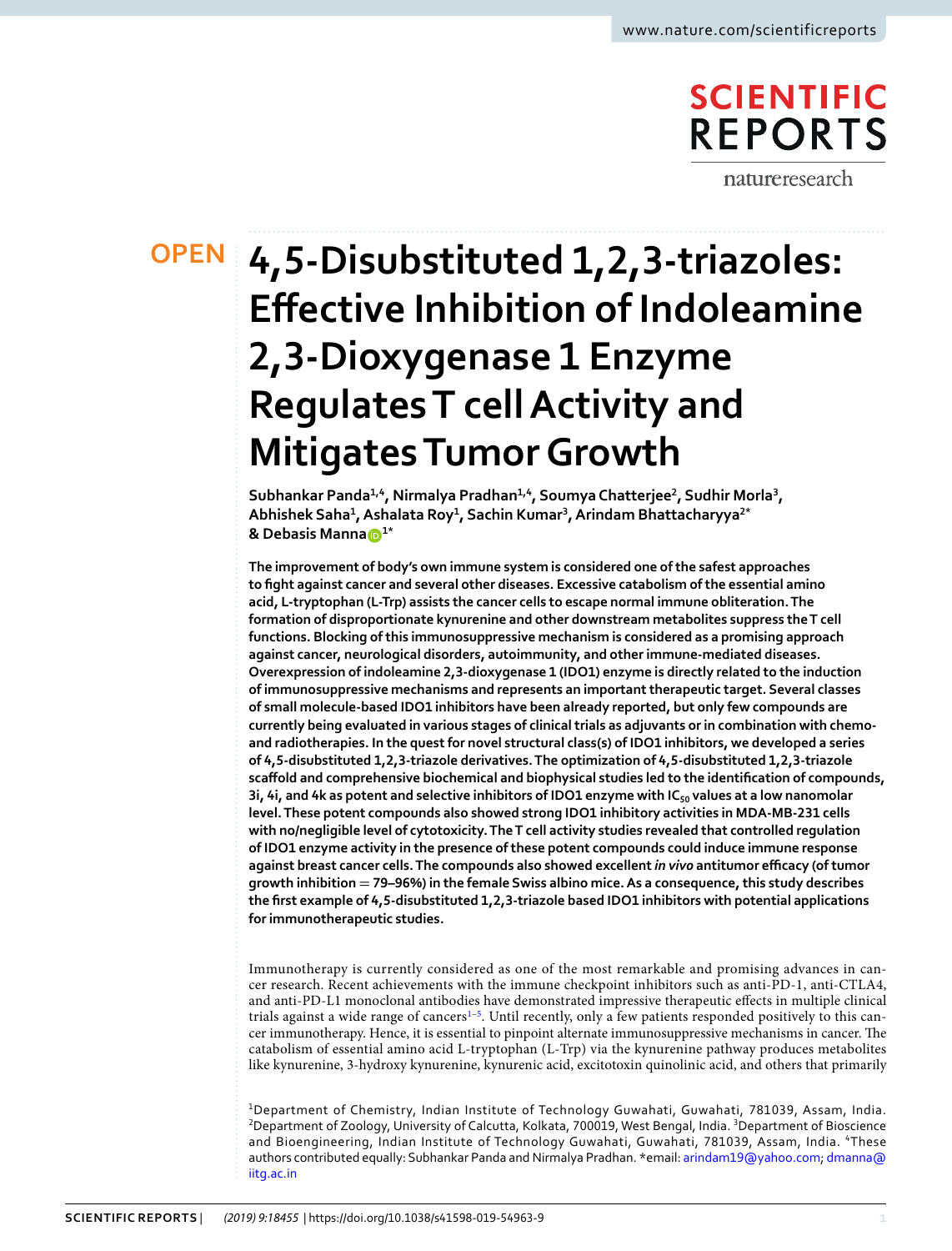# 4,5-Disubstituted 1,2,3-triazoles: Effective Inhibition of Indoleamine 2,3-Dioxygenase 1 Enzyme Regulates T cell Activity and Mitigates Tumor Growth

Subhankar Panda[1,4], Nirmalya Pradhan[1,4], Soumya Chatterjee[2], Sudhir Morla[3], Abhishek Saha[1], Ashalata Roy[1], Sachin Kumar[3], Arindam Bhattacharyya[2*] & Debasis Manna[1*]

**The improvement of body's own immune system is considered one of the safest approaches to fight against cancer and several other diseases. Excessive catabolism of the essential amino acid, L-tryptophan (L-Trp) assists the cancer cells to escape normal immune obliteration. The formation of disproportionate kynurenine and other downstream metabolites suppress the T cell functions. Blocking of this immunosuppressive mechanism is considered as a promising approach against cancer, neurological disorders, autoimmunity, and other immune-mediated diseases. Overexpression of indoleamine 2,3-dioxygenase 1 (IDO1) enzyme is directly related to the induction of immunosuppressive mechanisms and represents an important therapeutic target. Several classes of small molecule-based IDO1 inhibitors have been already reported, but only few compounds are currently being evaluated in various stages of clinical trials as adjuvants or in combination with chemo- and radiotherapies. In the quest for novel structural class(s) of IDO1 inhibitors, we developed a series of 4,5-disubstituted 1,2,3-triazole derivatives. The optimization of 4,5-disubstituted 1,2,3-triazole scaffold and comprehensive biochemical and biophysical studies led to the identification of compounds, 3i, 4i, and 4k as potent and selective inhibitors of IDO1 enzyme with $IC_{50}$ values at a low nanomolar level. These potent compounds also showed strong IDO1 inhibitory activities in MDA-MB-231 cells with no/negligible level of cytotoxicity. The T cell activity studies revealed that controlled regulation of IDO1 enzyme activity in the presence of these potent compounds could induce immune response against breast cancer cells. The compounds also showed excellent *in vivo* antitumor efficacy (of tumor growth inhibition = 79–96%) in the female Swiss albino mice. As a consequence, this study describes the first example of 4,5-disubstituted 1,2,3-triazole based IDO1 inhibitors with potential applications for immunotherapeutic studies.**

Immunotherapy is currently considered as one of the most remarkable and promising advances in cancer research. Recent achievements with the immune checkpoint inhibitors such as anti-PD-1, anti-CTLA4, and anti-PD-L1 monoclonal antibodies have demonstrated impressive therapeutic effects in multiple clinical trials against a wide range of cancers[1–5]. Until recently, only a few patients responded positively to this cancer immunotherapy. Hence, it is essential to pinpoint alternate immunosuppressive mechanisms in cancer. The catabolism of essential amino acid L-tryptophan (L-Trp) via the kynurenine pathway produces metabolites like kynurenine, 3-hydroxy kynurenine, kynurenic acid, excitotoxin quinolinic acid, and others that primarily

[1]Department of Chemistry, Indian Institute of Technology Guwahati, Guwahati, 781039, Assam, India. [2]Department of Zoology, University of Calcutta, Kolkata, 700019, West Bengal, India. [3]Department of Bioscience and Bioengineering, Indian Institute of Technology Guwahati, Guwahati, 781039, Assam, India. [4]These authors contributed equally: Subhankar Panda and Nirmalya Pradhan. *email: arindam19@yahoo.com; dmanna@iitg.ac.in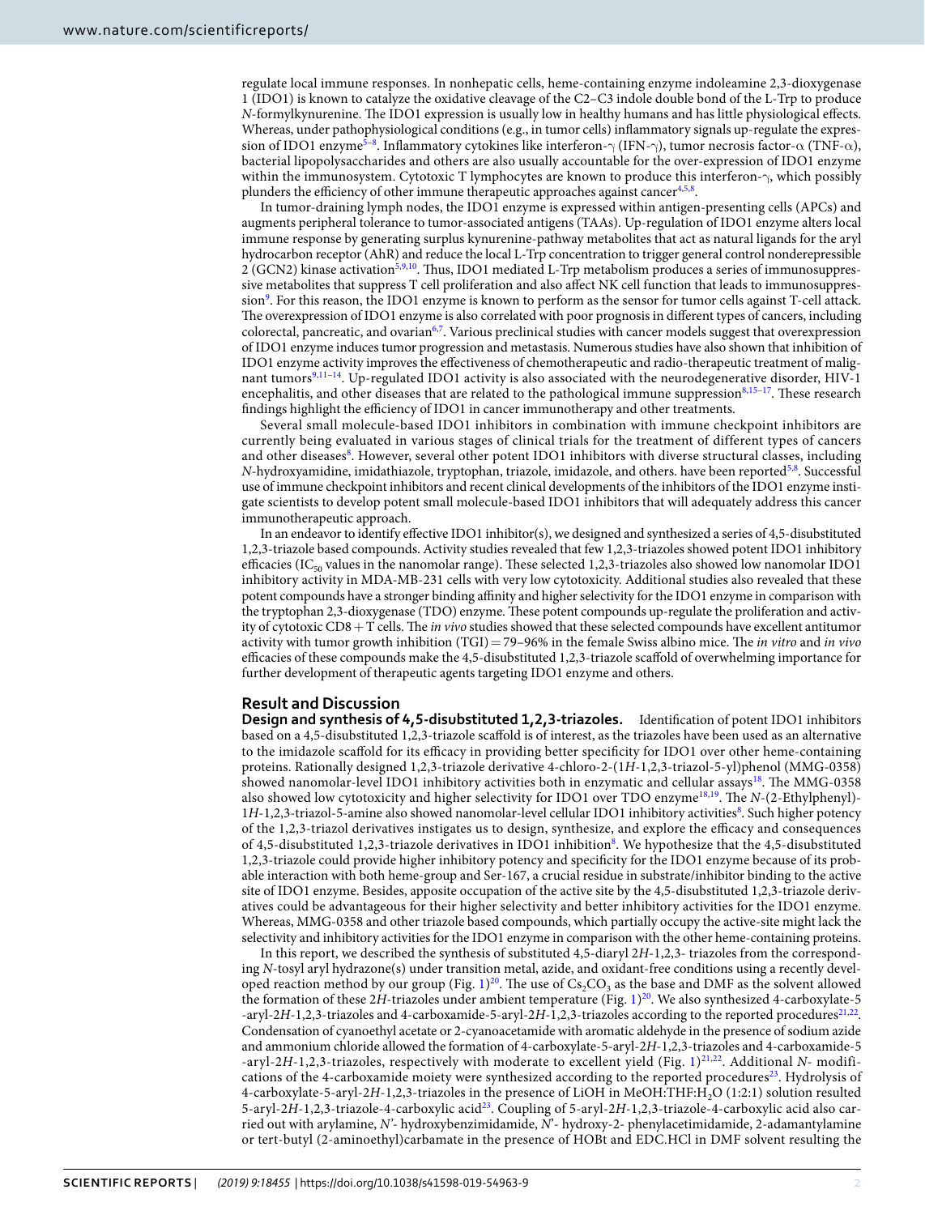regulate local immune responses. In nonhepatic cells, heme-containing enzyme indoleamine 2,3-dioxygenase 1 (IDO1) is known to catalyze the oxidative cleavage of the C2–C3 indole double bond of the L-Trp to produce *N*-formylkynurenine. The IDO1 expression is usually low in healthy humans and has little physiological effects. Whereas, under pathophysiological conditions (e.g., in tumor cells) inflammatory signals up-regulate the expression of IDO1 enzyme[5–8]. Inflammatory cytokines like interferon-γ (IFN-γ), tumor necrosis factor-α (TNF-α), bacterial lipopolysaccharides and others are also usually accountable for the over-expression of IDO1 enzyme within the immunosystem. Cytotoxic T lymphocytes are known to produce this interferon-γ, which possibly plunders the efficiency of other immune therapeutic approaches against cancer[4,5,8].

In tumor-draining lymph nodes, the IDO1 enzyme is expressed within antigen-presenting cells (APCs) and augments peripheral tolerance to tumor-associated antigens (TAAs). Up-regulation of IDO1 enzyme alters local immune response by generating surplus kynurenine-pathway metabolites that act as natural ligands for the aryl hydrocarbon receptor (AhR) and reduce the local L-Trp concentration to trigger general control nonderepressible 2 (GCN2) kinase activation[5,9,10]. Thus, IDO1 mediated L-Trp metabolism produces a series of immunosuppressive metabolites that suppress T cell proliferation and also affect NK cell function that leads to immunosuppression[9]. For this reason, the IDO1 enzyme is known to perform as the sensor for tumor cells against T-cell attack. The overexpression of IDO1 enzyme is also correlated with poor prognosis in different types of cancers, including colorectal, pancreatic, and ovarian[6,7]. Various preclinical studies with cancer models suggest that overexpression of IDO1 enzyme induces tumor progression and metastasis. Numerous studies have also shown that inhibition of IDO1 enzyme activity improves the effectiveness of chemotherapeutic and radio-therapeutic treatment of malignant tumors[9,11–14]. Up-regulated IDO1 activity is also associated with the neurodegenerative disorder, HIV-1 encephalitis, and other diseases that are related to the pathological immune suppression[8,15–17]. These research findings highlight the efficiency of IDO1 in cancer immunotherapy and other treatments.

Several small molecule-based IDO1 inhibitors in combination with immune checkpoint inhibitors are currently being evaluated in various stages of clinical trials for the treatment of different types of cancers and other diseases[8]. However, several other potent IDO1 inhibitors with diverse structural classes, including *N*-hydroxyamidine, imidathiazole, tryptophan, triazole, imidazole, and others. have been reported[5,8]. Successful use of immune checkpoint inhibitors and recent clinical developments of the inhibitors of the IDO1 enzyme instigate scientists to develop potent small molecule-based IDO1 inhibitors that will adequately address this cancer immunotherapeutic approach.

In an endeavor to identify effective IDO1 inhibitor(s), we designed and synthesized a series of 4,5-disubstituted 1,2,3-triazole based compounds. Activity studies revealed that few 1,2,3-triazoles showed potent IDO1 inhibitory efficacies ($IC_{50}$ values in the nanomolar range). These selected 1,2,3-triazoles also showed low nanomolar IDO1 inhibitory activity in MDA-MB-231 cells with very low cytotoxicity. Additional studies also revealed that these potent compounds have a stronger binding affinity and higher selectivity for the IDO1 enzyme in comparison with the tryptophan 2,3-dioxygenase (TDO) enzyme. These potent compounds up-regulate the proliferation and activity of cytotoxic CD8 + T cells. The *in vivo* studies showed that these selected compounds have excellent antitumor activity with tumor growth inhibition (TGI) = 79–96% in the female Swiss albino mice. The *in vitro* and *in vivo* efficacies of these compounds make the 4,5-disubstituted 1,2,3-triazole scaffold of overwhelming importance for further development of therapeutic agents targeting IDO1 enzyme and others.

## Result and Discussion

**Design and synthesis of 4,5-disubstituted 1,2,3-triazoles.** Identification of potent IDO1 inhibitors based on a 4,5-disubstituted 1,2,3-triazole scaffold is of interest, as the triazoles have been used as an alternative to the imidazole scaffold for its efficacy in providing better specificity for IDO1 over other heme-containing proteins. Rationally designed 1,2,3-triazole derivative 4-chloro-2-(1*H*-1,2,3-triazol-5-yl)phenol (MMG-0358) showed nanomolar-level IDO1 inhibitory activities both in enzymatic and cellular assays[18]. The MMG-0358 also showed low cytotoxicity and higher selectivity for IDO1 over TDO enzyme[18,19]. The *N*-(2-Ethylphenyl)-1*H*-1,2,3-triazol-5-amine also showed nanomolar-level cellular IDO1 inhibitory activities[8]. Such higher potency of the 1,2,3-triazol derivatives instigates us to design, synthesize, and explore the efficacy and consequences of 4,5-disubstituted 1,2,3-triazole derivatives in IDO1 inhibition[8]. We hypothesize that the 4,5-disubstituted 1,2,3-triazole could provide higher inhibitory potency and specificity for the IDO1 enzyme because of its probable interaction with both heme-group and Ser-167, a crucial residue in substrate/inhibitor binding to the active site of IDO1 enzyme. Besides, apposite occupation of the active site by the 4,5-disubstituted 1,2,3-triazole derivatives could be advantageous for their higher selectivity and better inhibitory activities for the IDO1 enzyme. Whereas, MMG-0358 and other triazole based compounds, which partially occupy the active-site might lack the selectivity and inhibitory activities for the IDO1 enzyme in comparison with the other heme-containing proteins.

In this report, we described the synthesis of substituted 4,5-diaryl 2*H*-1,2,3- triazoles from the corresponding *N*-tosyl aryl hydrazone(s) under transition metal, azide, and oxidant-free conditions using a recently developed reaction method by our group (Fig. 1)[20]. The use of $Cs_2CO_3$ as the base and DMF as the solvent allowed the formation of these 2*H*-triazoles under ambient temperature (Fig. 1)[20]. We also synthesized 4-carboxylate-5 -aryl-2*H*-1,2,3-triazoles and 4-carboxamide-5-aryl-2*H*-1,2,3-triazoles according to the reported procedures[21,22]. Condensation of cyanoethyl acetate or 2-cyanoacetamide with aromatic aldehyde in the presence of sodium azide and ammonium chloride allowed the formation of 4-carboxylate-5-aryl-2*H*-1,2,3-triazoles and 4-carboxamide-5 -aryl-2*H*-1,2,3-triazoles, respectively with moderate to excellent yield (Fig. 1)[21,22]. Additional *N*- modifications of the 4-carboxamide moiety were synthesized according to the reported procedures[23]. Hydrolysis of 4-carboxylate-5-aryl-2*H*-1,2,3-triazoles in the presence of LiOH in MeOH:THF:$H_2O$ (1:2:1) solution resulted 5-aryl-2*H*-1,2,3-triazole-4-carboxylic acid[23]. Coupling of 5-aryl-2*H*-1,2,3-triazole-4-carboxylic acid also carried out with arylamine, *N*'- hydroxybenzimidamide, *N*'- hydroxy-2- phenylacetimidamide, 2-adamantylamine or tert-butyl (2-aminoethyl)carbamate in the presence of HOBt and EDC.HCl in DMF solvent resulting the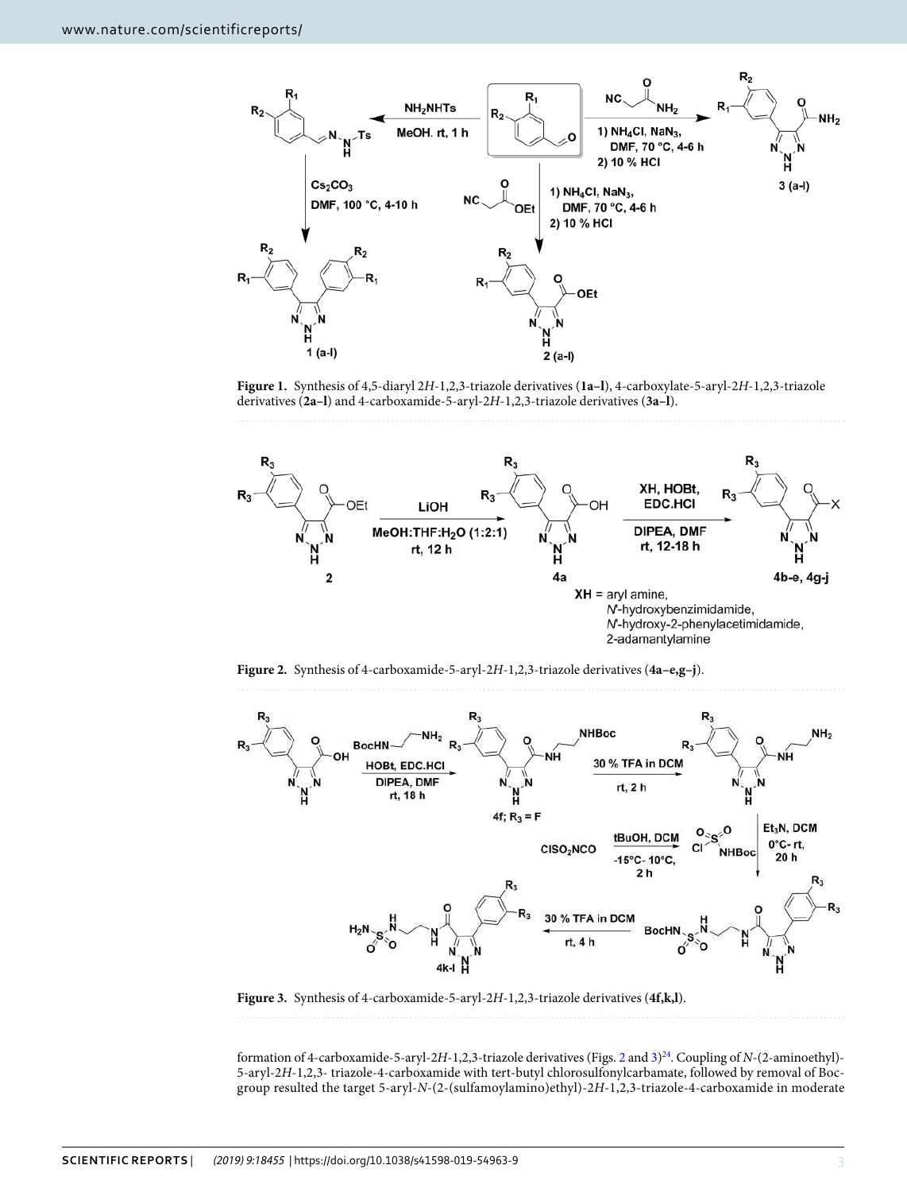**Figure 1.** Synthesis of 4,5-diaryl 2*H*-1,2,3-triazole derivatives (**1a–l**), 4-carboxylate-5-aryl-2*H*-1,2,3-triazole derivatives (**2a–l**) and 4-carboxamide-5-aryl-2*H*-1,2,3-triazole derivatives (**3a–l**).

**Figure 2.** Synthesis of 4-carboxamide-5-aryl-2*H*-1,2,3-triazole derivatives (**4a–e,g–j**).

**Figure 3.** Synthesis of 4-carboxamide-5-aryl-2*H*-1,2,3-triazole derivatives (**4f,k,l**).

formation of 4-carboxamide-5-aryl-2*H*-1,2,3-triazole derivatives (Figs. 2 and 3)[24]. Coupling of *N*-(2-aminoethyl)-5-aryl-2*H*-1,2,3- triazole-4-carboxamide with tert-butyl chlorosulfonylcarbamate, followed by removal of Boc-group resulted the target 5-aryl-*N*-(2-(sulfamoylamino)ethyl)-2*H*-1,2,3-triazole-4-carboxamide in moderate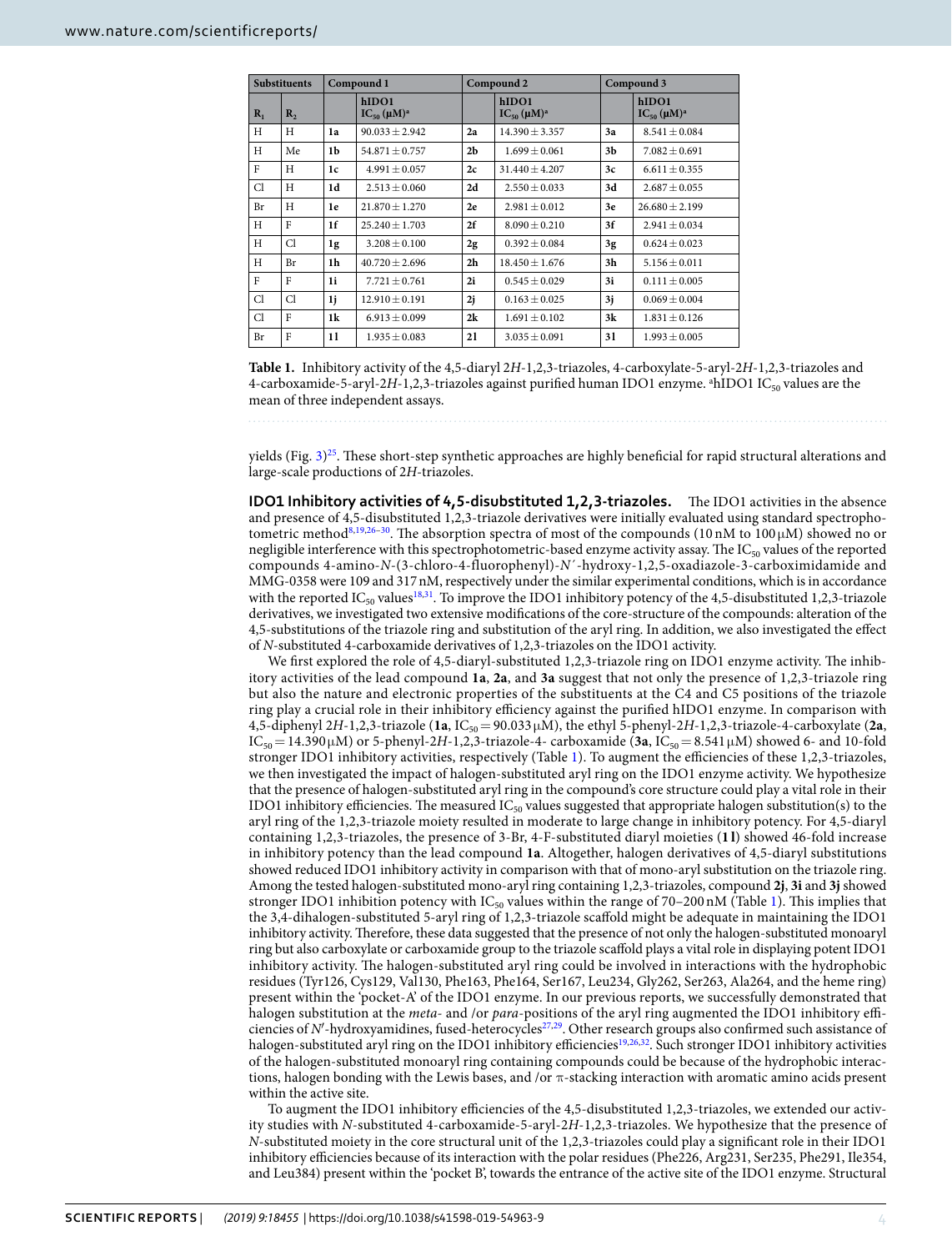| Substituents | | Compound 1 | | Compound 2 | | Compound 3 | |
|---|---|---|---|---|---|---|---|
| $R_1$ | $R_2$ | | hIDO1 $IC_{50}$ (μM)[a] | | hIDO1 $IC_{50}$ (μM)[a] | | hIDO1 $IC_{50}$ (μM)[a] |
| H | H | **1a** | 90.033 ± 2.942 | **2a** | 14.390 ± 3.357 | **3a** | 8.541 ± 0.084 |
| H | Me | **1b** | 54.871 ± 0.757 | **2b** | 1.699 ± 0.061 | **3b** | 7.082 ± 0.691 |
| F | H | **1c** | 4.991 ± 0.057 | **2c** | 31.440 ± 4.207 | **3c** | 6.611 ± 0.355 |
| Cl | H | **1d** | 2.513 ± 0.060 | **2d** | 2.550 ± 0.033 | **3d** | 2.687 ± 0.055 |
| Br | H | **1e** | 21.870 ± 1.270 | **2e** | 2.981 ± 0.012 | **3e** | 26.680 ± 2.199 |
| H | F | **1f** | 25.240 ± 1.703 | **2f** | 8.090 ± 0.210 | **3f** | 2.941 ± 0.034 |
| H | Cl | **1g** | 3.208 ± 0.100 | **2g** | 0.392 ± 0.084 | **3g** | 0.624 ± 0.023 |
| H | Br | **1h** | 40.720 ± 2.696 | **2h** | 18.450 ± 1.676 | **3h** | 5.156 ± 0.011 |
| F | F | **1i** | 7.721 ± 0.761 | **2i** | 0.545 ± 0.029 | **3i** | 0.111 ± 0.005 |
| Cl | Cl | **1j** | 12.910 ± 0.191 | **2j** | 0.163 ± 0.025 | **3j** | 0.069 ± 0.004 |
| Cl | F | **1k** | 6.913 ± 0.099 | **2k** | 1.691 ± 0.102 | **3k** | 1.831 ± 0.126 |
| Br | F | **1l** | 1.935 ± 0.083 | **2l** | 3.035 ± 0.091 | **3l** | 1.993 ± 0.005 |

**Table 1.** Inhibitory activity of the 4,5-diaryl 2*H*-1,2,3-triazoles, 4-carboxylate-5-aryl-2*H*-1,2,3-triazoles and 4-carboxamide-5-aryl-2*H*-1,2,3-triazoles against purified human IDO1 enzyme. [a]hIDO1 $IC_{50}$ values are the mean of three independent assays.

yields (Fig. 3)[25]. These short-step synthetic approaches are highly beneficial for rapid structural alterations and large-scale productions of 2*H*-triazoles.

**IDO1 Inhibitory activities of 4,5-disubstituted 1,2,3-triazoles.** The IDO1 activities in the absence and presence of 4,5-disubstituted 1,2,3-triazole derivatives were initially evaluated using standard spectrophotometric method[8,19,26–30]. The absorption spectra of most of the compounds (10 nM to 100 μM) showed no or negligible interference with this spectrophotometric-based enzyme activity assay. The $IC_{50}$ values of the reported compounds 4-amino-*N*-(3-chloro-4-fluorophenyl)-*N′*-hydroxy-1,2,5-oxadiazole-3-carboximidamide and MMG-0358 were 109 and 317 nM, respectively under the similar experimental conditions, which is in accordance with the reported $IC_{50}$ values[18,31]. To improve the IDO1 inhibitory potency of the 4,5-disubstituted 1,2,3-triazole derivatives, we investigated two extensive modifications of the core-structure of the compounds: alteration of the 4,5-substitutions of the triazole ring and substitution of the aryl ring. In addition, we also investigated the effect of *N*-substituted 4-carboxamide derivatives of 1,2,3-triazoles on the IDO1 activity.

We first explored the role of 4,5-diaryl-substituted 1,2,3-triazole ring on IDO1 enzyme activity. The inhibitory activities of the lead compound **1a**, **2a**, and **3a** suggest that not only the presence of 1,2,3-triazole ring but also the nature and electronic properties of the substituents at the C4 and C5 positions of the triazole ring play a crucial role in their inhibitory efficiency against the purified hIDO1 enzyme. In comparison with 4,5-diphenyl 2*H*-1,2,3-triazole (**1a**, $IC_{50}$ = 90.033 μM), the ethyl 5-phenyl-2*H*-1,2,3-triazole-4-carboxylate (**2a**, $IC_{50}$ = 14.390 μM) or 5-phenyl-2*H*-1,2,3-triazole-4- carboxamide (**3a**, $IC_{50}$ = 8.541 μM) showed 6- and 10-fold stronger IDO1 inhibitory activities, respectively (Table 1). To augment the efficiencies of these 1,2,3-triazoles, we then investigated the impact of halogen-substituted aryl ring on the IDO1 enzyme activity. We hypothesize that the presence of halogen-substituted aryl ring in the compound's core structure could play a vital role in their IDO1 inhibitory efficiencies. The measured $IC_{50}$ values suggested that appropriate halogen substitution(s) to the aryl ring of the 1,2,3-triazole moiety resulted in moderate to large change in inhibitory potency. For 4,5-diaryl containing 1,2,3-triazoles, the presence of 3-Br, 4-F-substituted diaryl moieties (**1 l**) showed 46-fold increase in inhibitory potency than the lead compound **1a**. Altogether, halogen derivatives of 4,5-diaryl substitutions showed reduced IDO1 inhibitory activity in comparison with that of mono-aryl substitution on the triazole ring. Among the tested halogen-substituted mono-aryl ring containing 1,2,3-triazoles, compound **2j**, **3i** and **3j** showed stronger IDO1 inhibition potency with $IC_{50}$ values within the range of 70–200 nM (Table 1). This implies that the 3,4-dihalogen-substituted 5-aryl ring of 1,2,3-triazole scaffold might be adequate in maintaining the IDO1 inhibitory activity. Therefore, these data suggested that the presence of not only the halogen-substituted monoaryl ring but also carboxylate or carboxamide group to the triazole scaffold plays a vital role in displaying potent IDO1 inhibitory activity. The halogen-substituted aryl ring could be involved in interactions with the hydrophobic residues (Tyr126, Cys129, Val130, Phe163, Phe164, Ser167, Leu234, Gly262, Ser263, Ala264, and the heme ring) present within the 'pocket-A' of the IDO1 enzyme. In our previous reports, we successfully demonstrated that halogen substitution at the *meta*- and /or *para*-positions of the aryl ring augmented the IDO1 inhibitory efficiencies of *N′*-hydroxyamidines, fused-heterocycles[27,29]. Other research groups also confirmed such assistance of halogen-substituted aryl ring on the IDO1 inhibitory efficiencies[19,26,32]. Such stronger IDO1 inhibitory activities of the halogen-substituted monoaryl ring containing compounds could be because of the hydrophobic interactions, halogen bonding with the Lewis bases, and /or π-stacking interaction with aromatic amino acids present within the active site.

To augment the IDO1 inhibitory efficiencies of the 4,5-disubstituted 1,2,3-triazoles, we extended our activity studies with *N*-substituted 4-carboxamide-5-aryl-2*H*-1,2,3-triazoles. We hypothesize that the presence of *N*-substituted moiety in the core structural unit of the 1,2,3-triazoles could play a significant role in their IDO1 inhibitory efficiencies because of its interaction with the polar residues (Phe226, Arg231, Ser235, Phe291, Ile354, and Leu384) present within the 'pocket B', towards the entrance of the active site of the IDO1 enzyme. Structural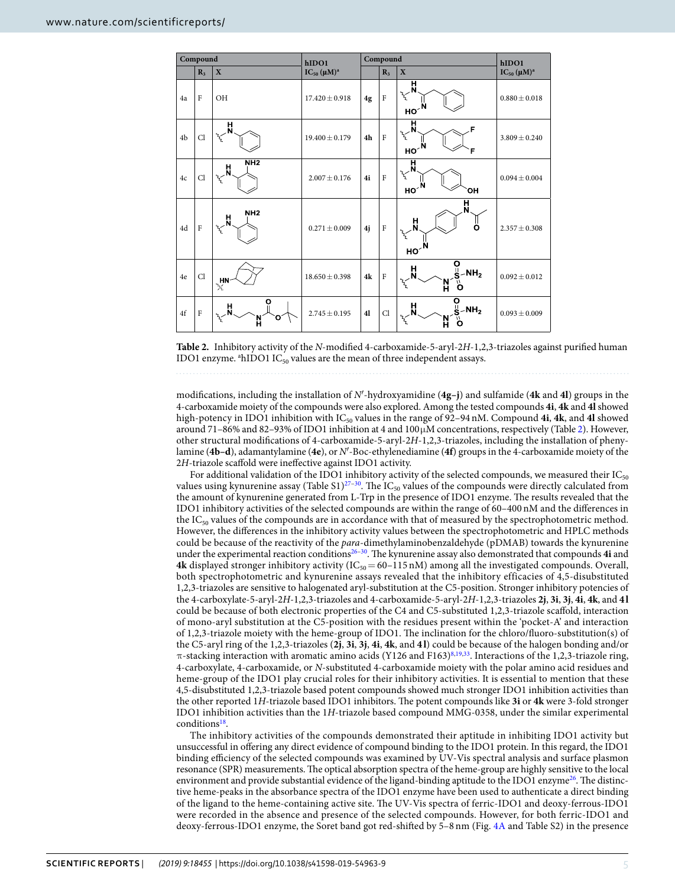| Compound | | | hIDO1 | Compound | | | hIDO1 |
|---|---|---|---|---|---|---|---|
| | $R_3$ | X | $IC_{50}$ (μM)[a] | | $R_3$ | X | $IC_{50}$ (μM)[a] |
| 4a | F | OH | 17.420 ± 0.918 | **4g** | F | N′-hydroxy-2-phenylacetimidamide (NH–C(=N–OH)–CH2–Ph) | 0.880 ± 0.018 |
| 4b | Cl | NH–phenyl | 19.400 ± 0.179 | **4h** | F | N′-hydroxy-2-(3,4-difluorophenyl)acetimidamide | 3.809 ± 0.240 |
| 4c | Cl | NH–(2-aminophenyl) | 2.007 ± 0.176 | **4i** | F | N′-hydroxy-2-(4-hydroxyphenyl)acetimidamide | 0.094 ± 0.004 |
| 4d | F | NH–(2-aminophenyl) | 0.271 ± 0.009 | **4j** | F | N′-hydroxy-4-acetamidobenzimidamide | 2.357 ± 0.308 |
| 4e | Cl | NH–adamantyl | 18.650 ± 0.398 | **4k** | F | NH–CH2CH2–NH–SO2–NH2 | 0.092 ± 0.012 |
| 4f | F | NH–CH2CH2–NH–C(=O)–O–tBu | 2.745 ± 0.195 | **4l** | Cl | NH–CH2CH2–NH–SO2–NH2 | 0.093 ± 0.009 |

**Table 2.** Inhibitory activity of the *N*-modified 4-carboxamide-5-aryl-2*H*-1,2,3-triazoles against purified human IDO1 enzyme. [a]hIDO1 $IC_{50}$ values are the mean of three independent assays.

modifications, including the installation of *N*′-hydroxyamidine (**4g–j**) and sulfamide (**4k** and **4l**) groups in the 4-carboxamide moiety of the compounds were also explored. Among the tested compounds **4i**, **4k** and **4l** showed high-potency in IDO1 inhibition with $IC_{50}$ values in the range of 92–94 nM. Compound **4i**, **4k**, and **4l** showed around 71–86% and 82–93% of IDO1 inhibition at 4 and 100 μM concentrations, respectively (Table 2). However, other structural modifications of 4-carboxamide-5-aryl-2*H*-1,2,3-triazoles, including the installation of phenylamine (**4b–d**), adamantylamine (**4e**), or *N*′-Boc-ethylenediamine (**4f**) groups in the 4-carboxamide moiety of the 2*H*-triazole scaffold were ineffective against IDO1 activity.

For additional validation of the IDO1 inhibitory activity of the selected compounds, we measured their $IC_{50}$ values using kynurenine assay (Table S1)[27–30]. The $IC_{50}$ values of the compounds were directly calculated from the amount of kynurenine generated from L-Trp in the presence of IDO1 enzyme. The results revealed that the IDO1 inhibitory activities of the selected compounds are within the range of 60–400 nM and the differences in the $IC_{50}$ values of the compounds are in accordance with that of measured by the spectrophotometric method. However, the differences in the inhibitory activity values between the spectrophotometric and HPLC methods could be because of the reactivity of the *para*-dimethylaminobenzaldehyde (pDMAB) towards the kynurenine under the experimental reaction conditions[26–30]. The kynurenine assay also demonstrated that compounds **4i** and **4k** displayed stronger inhibitory activity ($IC_{50}$ = 60–115 nM) among all the investigated compounds. Overall, both spectrophotometric and kynurenine assays revealed that the inhibitory efficacies of 4,5-disubstituted 1,2,3-triazoles are sensitive to halogenated aryl-substitution at the C5-position. Stronger inhibitory potencies of the 4-carboxylate-5-aryl-2*H*-1,2,3-triazoles and 4-carboxamide-5-aryl-2*H*-1,2,3-triazoles **2j**, **3i**, **3j**, **4i**, **4k**, and **4l** could be because of both electronic properties of the C4 and C5-substituted 1,2,3-triazole scaffold, interaction of mono-aryl substitution at the C5-position with the residues present within the 'pocket-A' and interaction of 1,2,3-triazole moiety with the heme-group of IDO1. The inclination for the chloro/fluoro-substitution(s) of the C5-aryl ring of the 1,2,3-triazoles (**2j**, **3i**, **3j**, **4i**, **4k**, and **4l**) could be because of the halogen bonding and/or π-stacking interaction with aromatic amino acids (Y126 and F163)[8,19,33]. Interactions of the 1,2,3-triazole ring, 4-carboxylate, 4-carboxamide, or *N*-substituted 4-carboxamide moiety with the polar amino acid residues and heme-group of the IDO1 play crucial roles for their inhibitory activities. It is essential to mention that these 4,5-disubstituted 1,2,3-triazole based potent compounds showed much stronger IDO1 inhibition activities than the other reported 1*H*-triazole based IDO1 inhibitors. The potent compounds like **3i** or **4k** were 3-fold stronger IDO1 inhibition activities than the 1*H*-triazole based compound MMG-0358, under the similar experimental conditions[18].

The inhibitory activities of the compounds demonstrated their aptitude in inhibiting IDO1 activity but unsuccessful in offering any direct evidence of compound binding to the IDO1 protein. In this regard, the IDO1 binding efficiency of the selected compounds was examined by UV-Vis spectral analysis and surface plasmon resonance (SPR) measurements. The optical absorption spectra of the heme-group are highly sensitive to the local environment and provide substantial evidence of the ligand-binding aptitude to the IDO1 enzyme[26]. The distinctive heme-peaks in the absorbance spectra of the IDO1 enzyme have been used to authenticate a direct binding of the ligand to the heme-containing active site. The UV-Vis spectra of ferric-IDO1 and deoxy-ferrous-IDO1 were recorded in the absence and presence of the selected compounds. However, for both ferric-IDO1 and deoxy-ferrous-IDO1 enzyme, the Soret band got red-shifted by 5–8 nm (Fig. 4A and Table S2) in the presence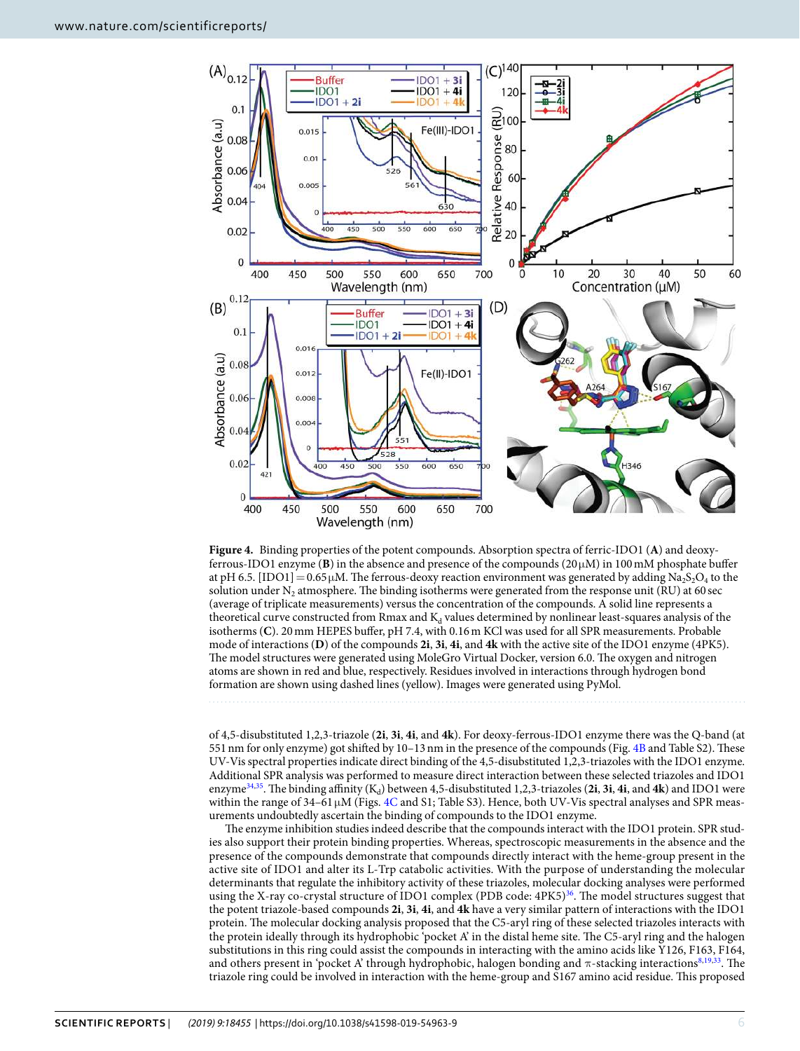**Figure 4.** Binding properties of the potent compounds. Absorption spectra of ferric-IDO1 (**A**) and deoxy-ferrous-IDO1 enzyme (**B**) in the absence and presence of the compounds (20 μM) in 100 mM phosphate buffer at pH 6.5. [IDO1] = 0.65 μM. The ferrous-deoxy reaction environment was generated by adding $Na_2S_2O_4$ to the solution under $N_2$ atmosphere. The binding isotherms were generated from the response unit (RU) at 60 sec (average of triplicate measurements) versus the concentration of the compounds. A solid line represents a theoretical curve constructed from Rmax and $K_d$ values determined by nonlinear least-squares analysis of the isotherms (**C**). 20 mm HEPES buffer, pH 7.4, with 0.16 m KCl was used for all SPR measurements. Probable mode of interactions (**D**) of the compounds **2i**, **3i**, **4i**, and **4k** with the active site of the IDO1 enzyme (4PK5). The model structures were generated using MoleGro Virtual Docker, version 6.0. The oxygen and nitrogen atoms are shown in red and blue, respectively. Residues involved in interactions through hydrogen bond formation are shown using dashed lines (yellow). Images were generated using PyMol.

of 4,5-disubstituted 1,2,3-triazole (**2i**, **3i**, **4i**, and **4k**). For deoxy-ferrous-IDO1 enzyme there was the Q-band (at 551 nm for only enzyme) got shifted by 10–13 nm in the presence of the compounds (Fig. 4B and Table S2). These UV-Vis spectral properties indicate direct binding of the 4,5-disubstituted 1,2,3-triazoles with the IDO1 enzyme. Additional SPR analysis was performed to measure direct interaction between these selected triazoles and IDO1 enzyme[34,35]. The binding affinity ($K_d$) between 4,5-disubstituted 1,2,3-triazoles (**2i**, **3i**, **4i**, and **4k**) and IDO1 were within the range of 34–61 μM (Figs. 4C and S1; Table S3). Hence, both UV-Vis spectral analyses and SPR measurements undoubtedly ascertain the binding of compounds to the IDO1 enzyme.

The enzyme inhibition studies indeed describe that the compounds interact with the IDO1 protein. SPR studies also support their protein binding properties. Whereas, spectroscopic measurements in the absence and the presence of the compounds demonstrate that compounds directly interact with the heme-group present in the active site of IDO1 and alter its L-Trp catabolic activities. With the purpose of understanding the molecular determinants that regulate the inhibitory activity of these triazoles, molecular docking analyses were performed using the X-ray co-crystal structure of IDO1 complex (PDB code: 4PK5)[36]. The model structures suggest that the potent triazole-based compounds **2i**, **3i**, **4i**, and **4k** have a very similar pattern of interactions with the IDO1 protein. The molecular docking analysis proposed that the C5-aryl ring of these selected triazoles interacts with the protein ideally through its hydrophobic 'pocket A' in the distal heme site. The C5-aryl ring and the halogen substitutions in this ring could assist the compounds in interacting with the amino acids like Y126, F163, F164, and others present in 'pocket A' through hydrophobic, halogen bonding and π-stacking interactions[8,19,33]. The triazole ring could be involved in interaction with the heme-group and S167 amino acid residue. This proposed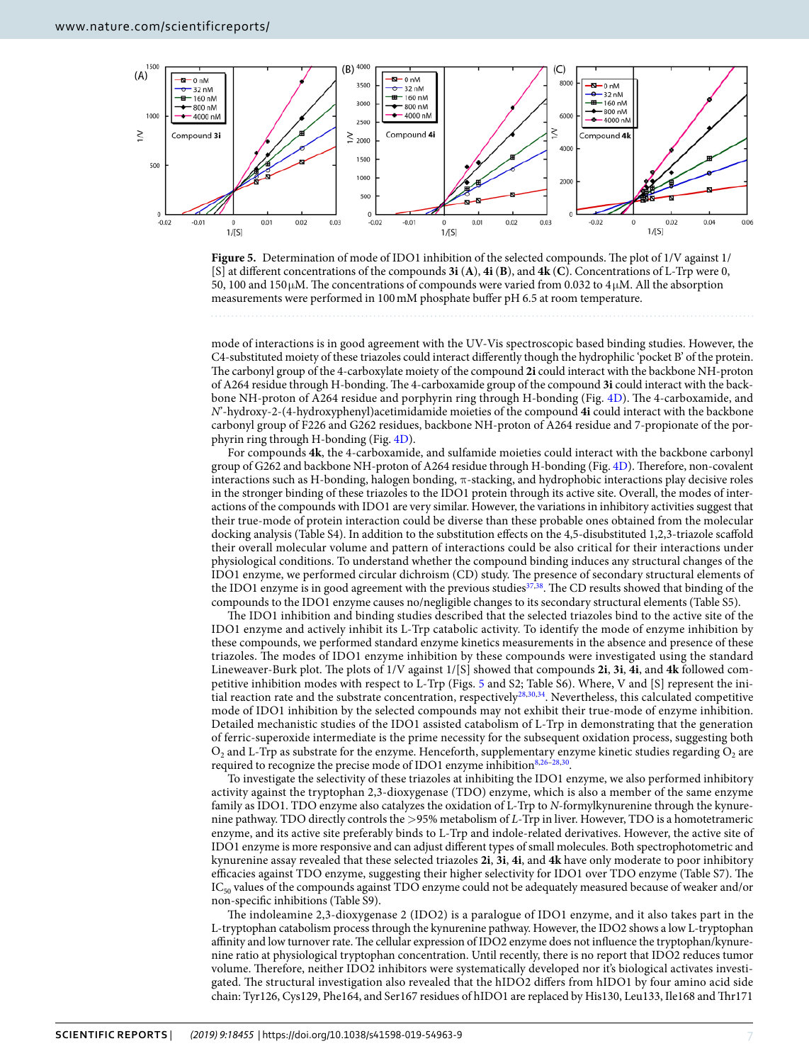**Figure 5.** Determination of mode of IDO1 inhibition of the selected compounds. The plot of 1/V against 1/[S] at different concentrations of the compounds **3i** (**A**), **4i** (**B**), and **4k** (**C**). Concentrations of L-Trp were 0, 50, 100 and 150 μM. The concentrations of compounds were varied from 0.032 to 4 μM. All the absorption measurements were performed in 100 mM phosphate buffer pH 6.5 at room temperature.

mode of interactions is in good agreement with the UV-Vis spectroscopic based binding studies. However, the C4-substituted moiety of these triazoles could interact differently though the hydrophilic 'pocket B' of the protein. The carbonyl group of the 4-carboxylate moiety of the compound **2i** could interact with the backbone NH-proton of A264 residue through H-bonding. The 4-carboxamide group of the compound **3i** could interact with the backbone NH-proton of A264 residue and porphyrin ring through H-bonding (Fig. 4D). The 4-carboxamide, and *N*'-hydroxy-2-(4-hydroxyphenyl)acetimidamide moieties of the compound **4i** could interact with the backbone carbonyl group of F226 and G262 residues, backbone NH-proton of A264 residue and 7-propionate of the porphyrin ring through H-bonding (Fig. 4D).

For compounds **4k**, the 4-carboxamide, and sulfamide moieties could interact with the backbone carbonyl group of G262 and backbone NH-proton of A264 residue through H-bonding (Fig. 4D). Therefore, non-covalent interactions such as H-bonding, halogen bonding, π-stacking, and hydrophobic interactions play decisive roles in the stronger binding of these triazoles to the IDO1 protein through its active site. Overall, the modes of interactions of the compounds with IDO1 are very similar. However, the variations in inhibitory activities suggest that their true-mode of protein interaction could be diverse than these probable ones obtained from the molecular docking analysis (Table S4). In addition to the substitution effects on the 4,5-disubstituted 1,2,3-triazole scaffold their overall molecular volume and pattern of interactions could be also critical for their interactions under physiological conditions. To understand whether the compound binding induces any structural changes of the IDO1 enzyme, we performed circular dichroism (CD) study. The presence of secondary structural elements of the IDO1 enzyme is in good agreement with the previous studies[37,38]. The CD results showed that binding of the compounds to the IDO1 enzyme causes no/negligible changes to its secondary structural elements (Table S5).

The IDO1 inhibition and binding studies described that the selected triazoles bind to the active site of the IDO1 enzyme and actively inhibit its L-Trp catabolic activity. To identify the mode of enzyme inhibition by these compounds, we performed standard enzyme kinetics measurements in the absence and presence of these triazoles. The modes of IDO1 enzyme inhibition by these compounds were investigated using the standard Lineweaver-Burk plot. The plots of 1/V against 1/[S] showed that compounds **2i**, **3i**, **4i**, and **4k** followed competitive inhibition modes with respect to L-Trp (Figs. 5 and S2; Table S6). Where, V and [S] represent the initial reaction rate and the substrate concentration, respectively[28,30,34]. Nevertheless, this calculated competitive mode of IDO1 inhibition by the selected compounds may not exhibit their true-mode of enzyme inhibition. Detailed mechanistic studies of the IDO1 assisted catabolism of L-Trp in demonstrating that the generation of ferric-superoxide intermediate is the prime necessity for the subsequent oxidation process, suggesting both $O_2$ and L-Trp as substrate for the enzyme. Henceforth, supplementary enzyme kinetic studies regarding $O_2$ are required to recognize the precise mode of IDO1 enzyme inhibition[8,26–28,30].

To investigate the selectivity of these triazoles at inhibiting the IDO1 enzyme, we also performed inhibitory activity against the tryptophan 2,3-dioxygenase (TDO) enzyme, which is also a member of the same enzyme family as IDO1. TDO enzyme also catalyzes the oxidation of L-Trp to *N*-formylkynurenine through the kynurenine pathway. TDO directly controls the >95% metabolism of *L*-Trp in liver. However, TDO is a homotetrameric enzyme, and its active site preferably binds to L-Trp and indole-related derivatives. However, the active site of IDO1 enzyme is more responsive and can adjust different types of small molecules. Both spectrophotometric and kynurenine assay revealed that these selected triazoles **2i**, **3i**, **4i**, and **4k** have only moderate to poor inhibitory efficacies against TDO enzyme, suggesting their higher selectivity for IDO1 over TDO enzyme (Table S7). The $IC_{50}$ values of the compounds against TDO enzyme could not be adequately measured because of weaker and/or non-specific inhibitions (Table S9).

The indoleamine 2,3-dioxygenase 2 (IDO2) is a paralogue of IDO1 enzyme, and it also takes part in the L-tryptophan catabolism process through the kynurenine pathway. However, the IDO2 shows a low L-tryptophan affinity and low turnover rate. The cellular expression of IDO2 enzyme does not influence the tryptophan/kynurenine ratio at physiological tryptophan concentration. Until recently, there is no report that IDO2 reduces tumor volume. Therefore, neither IDO2 inhibitors were systematically developed nor it's biological activates investigated. The structural investigation also revealed that the hIDO2 differs from hIDO1 by four amino acid side chain: Tyr126, Cys129, Phe164, and Ser167 residues of hIDO1 are replaced by His130, Leu133, Ile168 and Thr171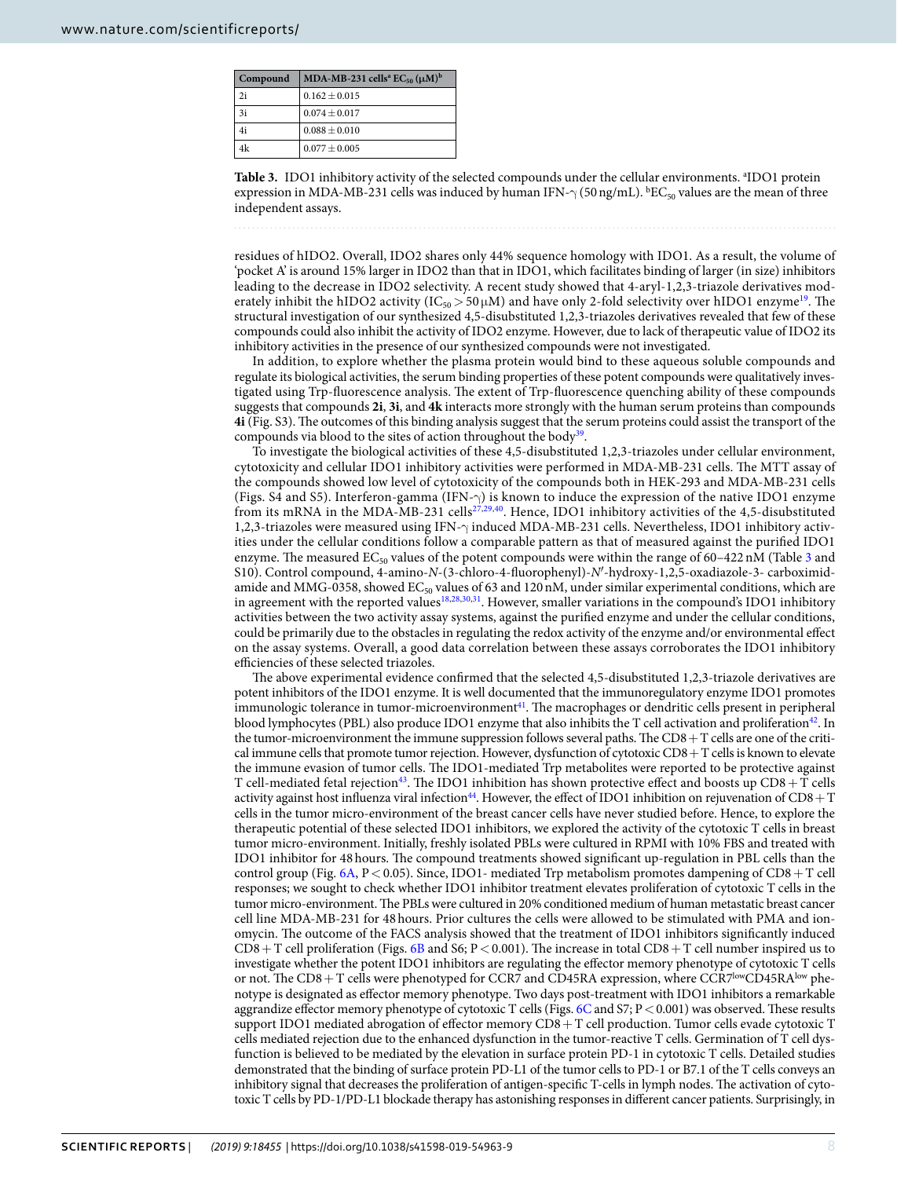| Compound | MDA-MB-231 cells[a] $EC_{50}$ (μM)[b] |
|---|---|
| 2i | 0.162 ± 0.015 |
| 3i | 0.074 ± 0.017 |
| 4i | 0.088 ± 0.010 |
| 4k | 0.077 ± 0.005 |

**Table 3.** IDO1 inhibitory activity of the selected compounds under the cellular environments. [a]IDO1 protein expression in MDA-MB-231 cells was induced by human IFN-γ (50 ng/mL). [b]$EC_{50}$ values are the mean of three independent assays.

residues of hIDO2. Overall, IDO2 shares only 44% sequence homology with IDO1. As a result, the volume of 'pocket A' is around 15% larger in IDO2 than that in IDO1, which facilitates binding of larger (in size) inhibitors leading to the decrease in IDO2 selectivity. A recent study showed that 4-aryl-1,2,3-triazole derivatives moderately inhibit the hIDO2 activity ($IC_{50} > 50$ μM) and have only 2-fold selectivity over hIDO1 enzyme[19]. The structural investigation of our synthesized 4,5-disubstituted 1,2,3-triazoles derivatives revealed that few of these compounds could also inhibit the activity of IDO2 enzyme. However, due to lack of therapeutic value of IDO2 its inhibitory activities in the presence of our synthesized compounds were not investigated.

In addition, to explore whether the plasma protein would bind to these aqueous soluble compounds and regulate its biological activities, the serum binding properties of these potent compounds were qualitatively investigated using Trp-fluorescence analysis. The extent of Trp-fluorescence quenching ability of these compounds suggests that compounds **2i**, **3i**, and **4k** interacts more strongly with the human serum proteins than compounds **4i** (Fig. S3). The outcomes of this binding analysis suggest that the serum proteins could assist the transport of the compounds via blood to the sites of action throughout the body[39].

To investigate the biological activities of these 4,5-disubstituted 1,2,3-triazoles under cellular environment, cytotoxicity and cellular IDO1 inhibitory activities were performed in MDA-MB-231 cells. The MTT assay of the compounds showed low level of cytotoxicity of the compounds both in HEK-293 and MDA-MB-231 cells (Figs. S4 and S5). Interferon-gamma (IFN-γ) is known to induce the expression of the native IDO1 enzyme from its mRNA in the MDA-MB-231 cells[27,29,40]. Hence, IDO1 inhibitory activities of the 4,5-disubstituted 1,2,3-triazoles were measured using IFN-γ induced MDA-MB-231 cells. Nevertheless, IDO1 inhibitory activities under the cellular conditions follow a comparable pattern as that of measured against the purified IDO1 enzyme. The measured $EC_{50}$ values of the potent compounds were within the range of 60–422 nM (Table 3 and S10). Control compound, 4-amino-*N*-(3-chloro-4-fluorophenyl)-*N*′-hydroxy-1,2,5-oxadiazole-3- carboximidamide and MMG-0358, showed $EC_{50}$ values of 63 and 120 nM, under similar experimental conditions, which are in agreement with the reported values[18,28,30,31]. However, smaller variations in the compound's IDO1 inhibitory activities between the two activity assay systems, against the purified enzyme and under the cellular conditions, could be primarily due to the obstacles in regulating the redox activity of the enzyme and/or environmental effect on the assay systems. Overall, a good data correlation between these assays corroborates the IDO1 inhibitory efficiencies of these selected triazoles.

The above experimental evidence confirmed that the selected 4,5-disubstituted 1,2,3-triazole derivatives are potent inhibitors of the IDO1 enzyme. It is well documented that the immunoregulatory enzyme IDO1 promotes immunologic tolerance in tumor-microenvironment[41]. The macrophages or dendritic cells present in peripheral blood lymphocytes (PBL) also produce IDO1 enzyme that also inhibits the T cell activation and proliferation[42]. In the tumor-microenvironment the immune suppression follows several paths. The CD8 + T cells are one of the critical immune cells that promote tumor rejection. However, dysfunction of cytotoxic CD8 + T cells is known to elevate the immune evasion of tumor cells. The IDO1-mediated Trp metabolites were reported to be protective against T cell-mediated fetal rejection[43]. The IDO1 inhibition has shown protective effect and boosts up CD8 + T cells activity against host influenza viral infection[44]. However, the effect of IDO1 inhibition on rejuvenation of CD8 + T cells in the tumor micro-environment of the breast cancer cells have never studied before. Hence, to explore the therapeutic potential of these selected IDO1 inhibitors, we explored the activity of the cytotoxic T cells in breast tumor micro-environment. Initially, freshly isolated PBLs were cultured in RPMI with 10% FBS and treated with IDO1 inhibitor for 48 hours. The compound treatments showed significant up-regulation in PBL cells than the control group (Fig. 6A, $P < 0.05$). Since, IDO1- mediated Trp metabolism promotes dampening of CD8 + T cell responses; we sought to check whether IDO1 inhibitor treatment elevates proliferation of cytotoxic T cells in the tumor micro-environment. The PBLs were cultured in 20% conditioned medium of human metastatic breast cancer cell line MDA-MB-231 for 48 hours. Prior cultures the cells were allowed to be stimulated with PMA and ionomycin. The outcome of the FACS analysis showed that the treatment of IDO1 inhibitors significantly induced CD8 + T cell proliferation (Figs. 6B and S6; $P < 0.001$). The increase in total CD8 + T cell number inspired us to investigate whether the potent IDO1 inhibitors are regulating the effector memory phenotype of cytotoxic T cells or not. The CD8 + T cells were phenotyped for CCR7 and CD45RA expression, where $CCR7^{low}CD45RA^{low}$ phenotype is designated as effector memory phenotype. Two days post-treatment with IDO1 inhibitors a remarkable aggrandize effector memory phenotype of cytotoxic T cells (Figs. 6C and S7; $P < 0.001$) was observed. These results support IDO1 mediated abrogation of effector memory CD8 + T cell production. Tumor cells evade cytotoxic T cells mediated rejection due to the enhanced dysfunction in the tumor-reactive T cells. Germination of T cell dysfunction is believed to be mediated by the elevation in surface protein PD-1 in cytotoxic T cells. Detailed studies demonstrated that the binding of surface protein PD-L1 of the tumor cells to PD-1 or B7.1 of the T cells conveys an inhibitory signal that decreases the proliferation of antigen-specific T-cells in lymph nodes. The activation of cytotoxic T cells by PD-1/PD-L1 blockade therapy has astonishing responses in different cancer patients. Surprisingly, in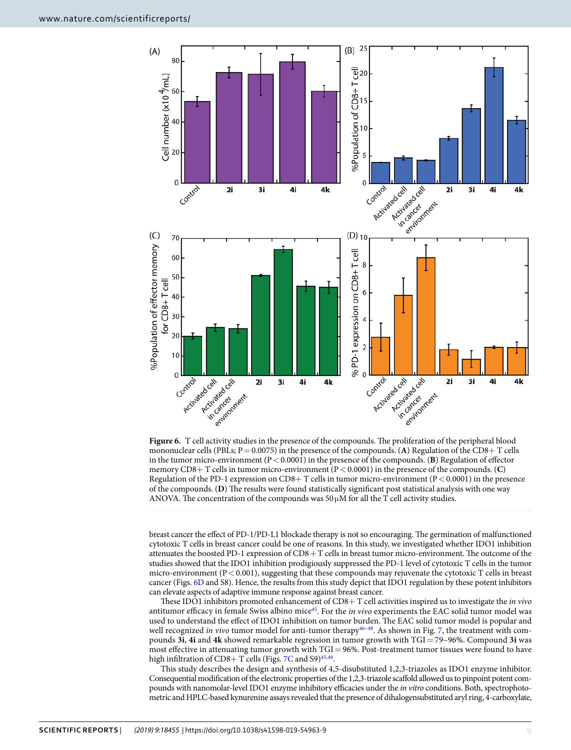**Figure 6.** T cell activity studies in the presence of the compounds. The proliferation of the peripheral blood mononuclear cells (PBLs; P = 0.0075) in the presence of the compounds. (**A**) Regulation of the CD8+ T cells in the tumor micro-environment (P < 0.0001) in the presence of the compounds. (**B**) Regulation of effector memory CD8+ T cells in tumor micro-environment (P < 0.0001) in the presence of the compounds. (**C**) Regulation of the PD-1 expression on CD8+ T cells in tumor micro-environment (P < 0.0001) in the presence of the compounds. (**D**) The results were found statistically significant post statistical analysis with one way ANOVA. The concentration of the compounds was 50 μM for all the T cell activity studies.

breast cancer the effect of PD-1/PD-L1 blockade therapy is not so encouraging. The germination of malfunctioned cytotoxic T cells in breast cancer could be one of reasons. In this study, we investigated whether IDO1 inhibition attenuates the boosted PD-1 expression of CD8 + T cells in breast tumor micro-environment. The outcome of the studies showed that the IDO1 inhibition prodigiously suppressed the PD-1 level of cytotoxic T cells in the tumor micro-environment (P < 0.001), suggesting that these compounds may rejuvenate the cytotoxic T cells in breast cancer (Figs. 6D and S8). Hence, the results from this study depict that IDO1 regulation by these potent inhibitors can elevate aspects of adaptive immune response against breast cancer.

These IDO1 inhibitors promoted enhancement of CD8+ T cell activities inspired us to investigate the *in vivo* antitumor efficacy in female Swiss albino mice[45]. For the *in vivo* experiments the EAC solid tumor model was used to understand the effect of IDO1 inhibition on tumor burden. The EAC solid tumor model is popular and well recognized *in vivo* tumor model for anti-tumor therapy[46–48]. As shown in Fig. 7, the treatment with compounds **3i**, **4i** and **4k** showed remarkable regression in tumor growth with TGI = 79–96%. Compound **3i** was most effective in attenuating tumor growth with TGI = 96%. Post-treatment tumor tissues were found to have high infiltration of CD8+ T cells (Figs. 7C and S9)[45,49].

This study describes the design and synthesis of 4,5-disubstituted 1,2,3-triazoles as IDO1 enzyme inhibitor. Consequential modification of the electronic properties of the 1,2,3-triazole scaffold allowed us to pinpoint potent compounds with nanomolar-level IDO1 enzyme inhibitory efficacies under the *in vitro* conditions. Both, spectrophotometric and HPLC-based kynurenine assays revealed that the presence of dihalogensubstituted aryl ring, 4-carboxylate,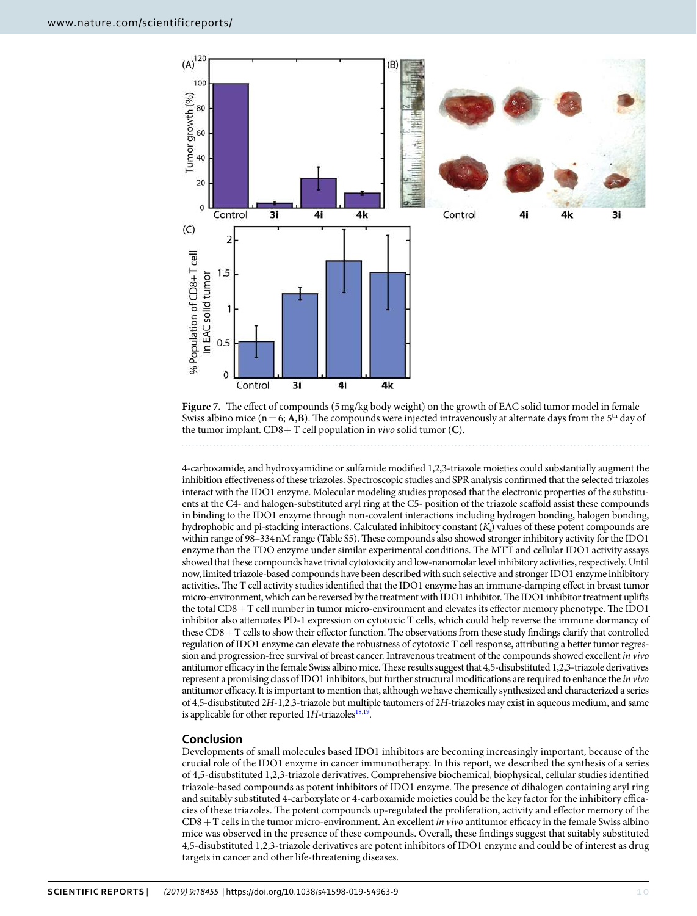**Figure 7.** The effect of compounds (5 mg/kg body weight) on the growth of EAC solid tumor model in female Swiss albino mice (n = 6; **A**,**B**). The compounds were injected intravenously at alternate days from the 5th day of the tumor implant. CD8+ T cell population in *vivo* solid tumor (**C**).

4-carboxamide, and hydroxyamidine or sulfamide modified 1,2,3-triazole moieties could substantially augment the inhibition effectiveness of these triazoles. Spectroscopic studies and SPR analysis confirmed that the selected triazoles interact with the IDO1 enzyme. Molecular modeling studies proposed that the electronic properties of the substituents at the C4- and halogen-substituted aryl ring at the C5- position of the triazole scaffold assist these compounds in binding to the IDO1 enzyme through non-covalent interactions including hydrogen bonding, halogen bonding, hydrophobic and pi-stacking interactions. Calculated inhibitory constant ($K_i$) values of these potent compounds are within range of 98–334 nM range (Table S5). These compounds also showed stronger inhibitory activity for the IDO1 enzyme than the TDO enzyme under similar experimental conditions. The MTT and cellular IDO1 activity assays showed that these compounds have trivial cytotoxicity and low-nanomolar level inhibitory activities, respectively. Until now, limited triazole-based compounds have been described with such selective and stronger IDO1 enzyme inhibitory activities. The T cell activity studies identified that the IDO1 enzyme has an immune-damping effect in breast tumor micro-environment, which can be reversed by the treatment with IDO1 inhibitor. The IDO1 inhibitor treatment uplifts the total CD8 + T cell number in tumor micro-environment and elevates its effector memory phenotype. The IDO1 inhibitor also attenuates PD-1 expression on cytotoxic T cells, which could help reverse the immune dormancy of these CD8 + T cells to show their effector function. The observations from these study findings clarify that controlled regulation of IDO1 enzyme can elevate the robustness of cytotoxic T cell response, attributing a better tumor regression and progression-free survival of breast cancer. Intravenous treatment of the compounds showed excellent *in vivo* antitumor efficacy in the female Swiss albino mice. These results suggest that 4,5-disubstituted 1,2,3-triazole derivatives represent a promising class of IDO1 inhibitors, but further structural modifications are required to enhance the *in vivo* antitumor efficacy. It is important to mention that, although we have chemically synthesized and characterized a series of 4,5-disubstituted 2*H*-1,2,3-triazole but multiple tautomers of 2*H*-triazoles may exist in aqueous medium, and same is applicable for other reported 1*H*-triazoles[18,19].

## Conclusion

Developments of small molecules based IDO1 inhibitors are becoming increasingly important, because of the crucial role of the IDO1 enzyme in cancer immunotherapy. In this report, we described the synthesis of a series of 4,5-disubstituted 1,2,3-triazole derivatives. Comprehensive biochemical, biophysical, cellular studies identified triazole-based compounds as potent inhibitors of IDO1 enzyme. The presence of dihalogen containing aryl ring and suitably substituted 4-carboxylate or 4-carboxamide moieties could be the key factor for the inhibitory efficacies of these triazoles. The potent compounds up-regulated the proliferation, activity and effector memory of the CD8 + T cells in the tumor micro-environment. An excellent *in vivo* antitumor efficacy in the female Swiss albino mice was observed in the presence of these compounds. Overall, these findings suggest that suitably substituted 4,5-disubstituted 1,2,3-triazole derivatives are potent inhibitors of IDO1 enzyme and could be of interest as drug targets in cancer and other life-threatening diseases.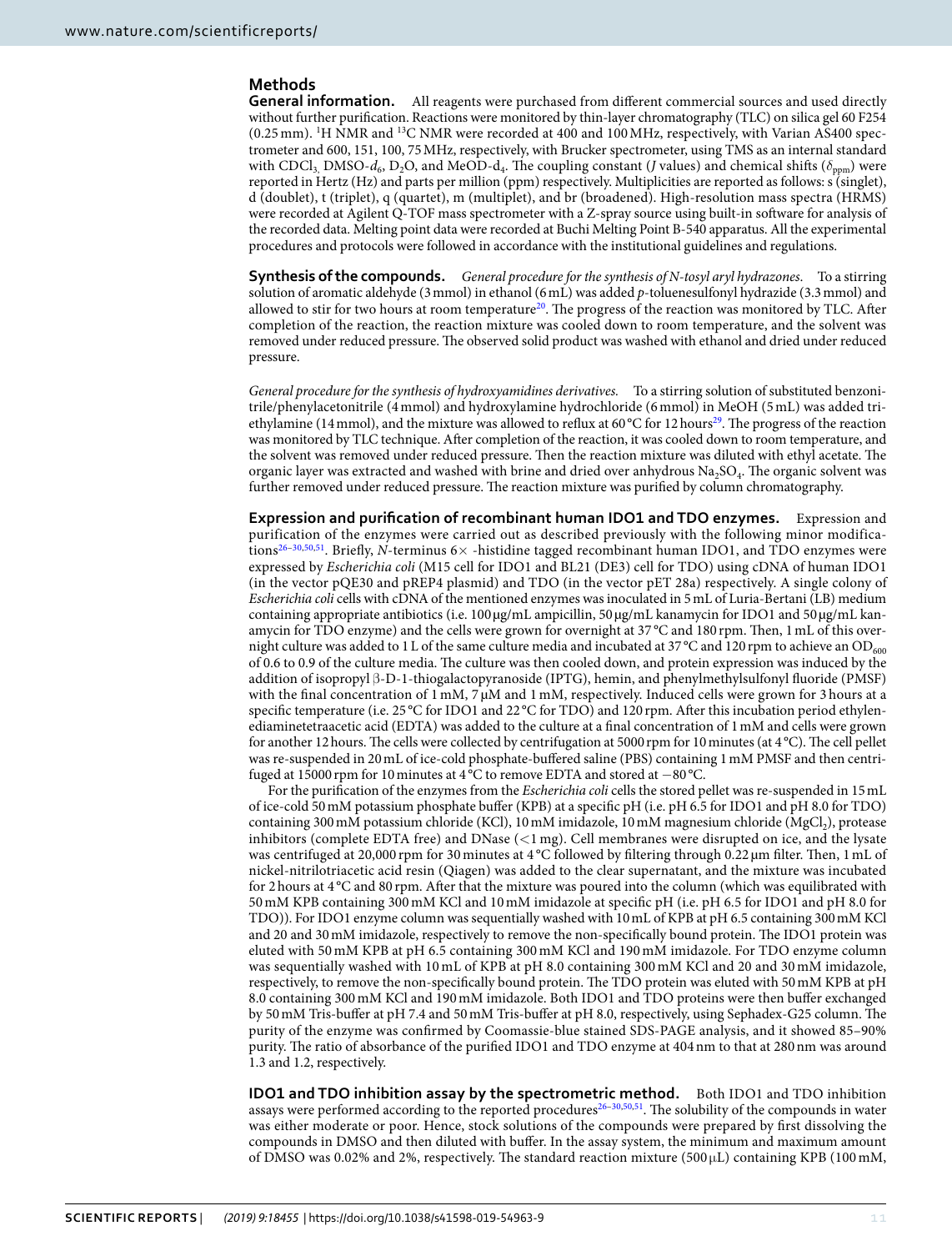## Methods

**General information.** All reagents were purchased from different commercial sources and used directly without further purification. Reactions were monitored by thin-layer chromatography (TLC) on silica gel 60 F254 (0.25 mm). $^1$H NMR and $^{13}$C NMR were recorded at 400 and 100 MHz, respectively, with Varian AS400 spectrometer and 600, 151, 100, 75 MHz, respectively, with Brucker spectrometer, using TMS as an internal standard with $CDCl_3$, DMSO-$d_6$, $D_2O$, and MeOD-$d_4$. The coupling constant ($J$ values) and chemical shifts ($\delta_{ppm}$) were reported in Hertz (Hz) and parts per million (ppm) respectively. Multiplicities are reported as follows: s (singlet), d (doublet), t (triplet), q (quartet), m (multiplet), and br (broadened). High-resolution mass spectra (HRMS) were recorded at Agilent Q-TOF mass spectrometer with a Z-spray source using built-in software for analysis of the recorded data. Melting point data were recorded at Buchi Melting Point B-540 apparatus. All the experimental procedures and protocols were followed in accordance with the institutional guidelines and regulations.

**Synthesis of the compounds.** *General procedure for the synthesis of N-tosyl aryl hydrazones.* To a stirring solution of aromatic aldehyde (3 mmol) in ethanol (6 mL) was added *p*-toluenesulfonyl hydrazide (3.3 mmol) and allowed to stir for two hours at room temperature[20]. The progress of the reaction was monitored by TLC. After completion of the reaction, the reaction mixture was cooled down to room temperature, and the solvent was removed under reduced pressure. The observed solid product was washed with ethanol and dried under reduced pressure.

*General procedure for the synthesis of hydroxyamidines derivatives.* To a stirring solution of substituted benzonitrile/phenylacetonitrile (4 mmol) and hydroxylamine hydrochloride (6 mmol) in MeOH (5 mL) was added triethylamine (14 mmol), and the mixture was allowed to reflux at 60 °C for 12 hours[29]. The progress of the reaction was monitored by TLC technique. After completion of the reaction, it was cooled down to room temperature, and the solvent was removed under reduced pressure. Then the reaction mixture was diluted with ethyl acetate. The organic layer was extracted and washed with brine and dried over anhydrous $Na_2SO_4$. The organic solvent was further removed under reduced pressure. The reaction mixture was purified by column chromatography.

**Expression and purification of recombinant human IDO1 and TDO enzymes.** Expression and purification of the enzymes were carried out as described previously with the following minor modifications[26–30,50,51]. Briefly, *N*-terminus 6× -histidine tagged recombinant human IDO1, and TDO enzymes were expressed by *Escherichia coli* (M15 cell for IDO1 and BL21 (DE3) cell for TDO) using cDNA of human IDO1 (in the vector pQE30 and pREP4 plasmid) and TDO (in the vector pET 28a) respectively. A single colony of *Escherichia coli* cells with cDNA of the mentioned enzymes was inoculated in 5 mL of Luria-Bertani (LB) medium containing appropriate antibiotics (i.e. 100 µg/mL ampicillin, 50 µg/mL kanamycin for IDO1 and 50 µg/mL kanamycin for TDO enzyme) and the cells were grown for overnight at 37 °C and 180 rpm. Then, 1 mL of this overnight culture was added to 1 L of the same culture media and incubated at 37 °C and 120 rpm to achieve an $OD_{600}$ of 0.6 to 0.9 of the culture media. The culture was then cooled down, and protein expression was induced by the addition of isopropyl β-D-1-thiogalactopyranoside (IPTG), hemin, and phenylmethylsulfonyl fluoride (PMSF) with the final concentration of 1 mM, 7 µM and 1 mM, respectively. Induced cells were grown for 3 hours at a specific temperature (i.e. 25 °C for IDO1 and 22 °C for TDO) and 120 rpm. After this incubation period ethylenediaminetetraacetic acid (EDTA) was added to the culture at a final concentration of 1 mM and cells were grown for another 12 hours. The cells were collected by centrifugation at 5000 rpm for 10 minutes (at 4 °C). The cell pellet was re-suspended in 20 mL of ice-cold phosphate-buffered saline (PBS) containing 1 mM PMSF and then centrifuged at 15000 rpm for 10 minutes at 4 °C to remove EDTA and stored at −80 °C.

For the purification of the enzymes from the *Escherichia coli* cells the stored pellet was re-suspended in 15 mL of ice-cold 50 mM potassium phosphate buffer (KPB) at a specific pH (i.e. pH 6.5 for IDO1 and pH 8.0 for TDO) containing 300 mM potassium chloride (KCl), 10 mM imidazole, 10 mM magnesium chloride ($MgCl_2$), protease inhibitors (complete EDTA free) and DNase (<1 mg). Cell membranes were disrupted on ice, and the lysate was centrifuged at 20,000 rpm for 30 minutes at 4 °C followed by filtering through 0.22 µm filter. Then, 1 mL of nickel-nitrilotriacetic acid resin (Qiagen) was added to the clear supernatant, and the mixture was incubated for 2 hours at 4 °C and 80 rpm. After that the mixture was poured into the column (which was equilibrated with 50 mM KPB containing 300 mM KCl and 10 mM imidazole at specific pH (i.e. pH 6.5 for IDO1 and pH 8.0 for TDO)). For IDO1 enzyme column was sequentially washed with 10 mL of KPB at pH 6.5 containing 300 mM KCl and 20 and 30 mM imidazole, respectively to remove the non-specifically bound protein. The IDO1 protein was eluted with 50 mM KPB at pH 6.5 containing 300 mM KCl and 190 mM imidazole. For TDO enzyme column was sequentially washed with 10 mL of KPB at pH 8.0 containing 300 mM KCl and 20 and 30 mM imidazole, respectively, to remove the non-specifically bound protein. The TDO protein was eluted with 50 mM KPB at pH 8.0 containing 300 mM KCl and 190 mM imidazole. Both IDO1 and TDO proteins were then buffer exchanged by 50 mM Tris-buffer at pH 7.4 and 50 mM Tris-buffer at pH 8.0, respectively, using Sephadex-G25 column. The purity of the enzyme was confirmed by Coomassie-blue stained SDS-PAGE analysis, and it showed 85–90% purity. The ratio of absorbance of the purified IDO1 and TDO enzyme at 404 nm to that at 280 nm was around 1.3 and 1.2, respectively.

**IDO1 and TDO inhibition assay by the spectrometric method.** Both IDO1 and TDO inhibition assays were performed according to the reported procedures[26–30,50,51]. The solubility of the compounds in water was either moderate or poor. Hence, stock solutions of the compounds were prepared by first dissolving the compounds in DMSO and then diluted with buffer. In the assay system, the minimum and maximum amount of DMSO was 0.02% and 2%, respectively. The standard reaction mixture (500 µL) containing KPB (100 mM,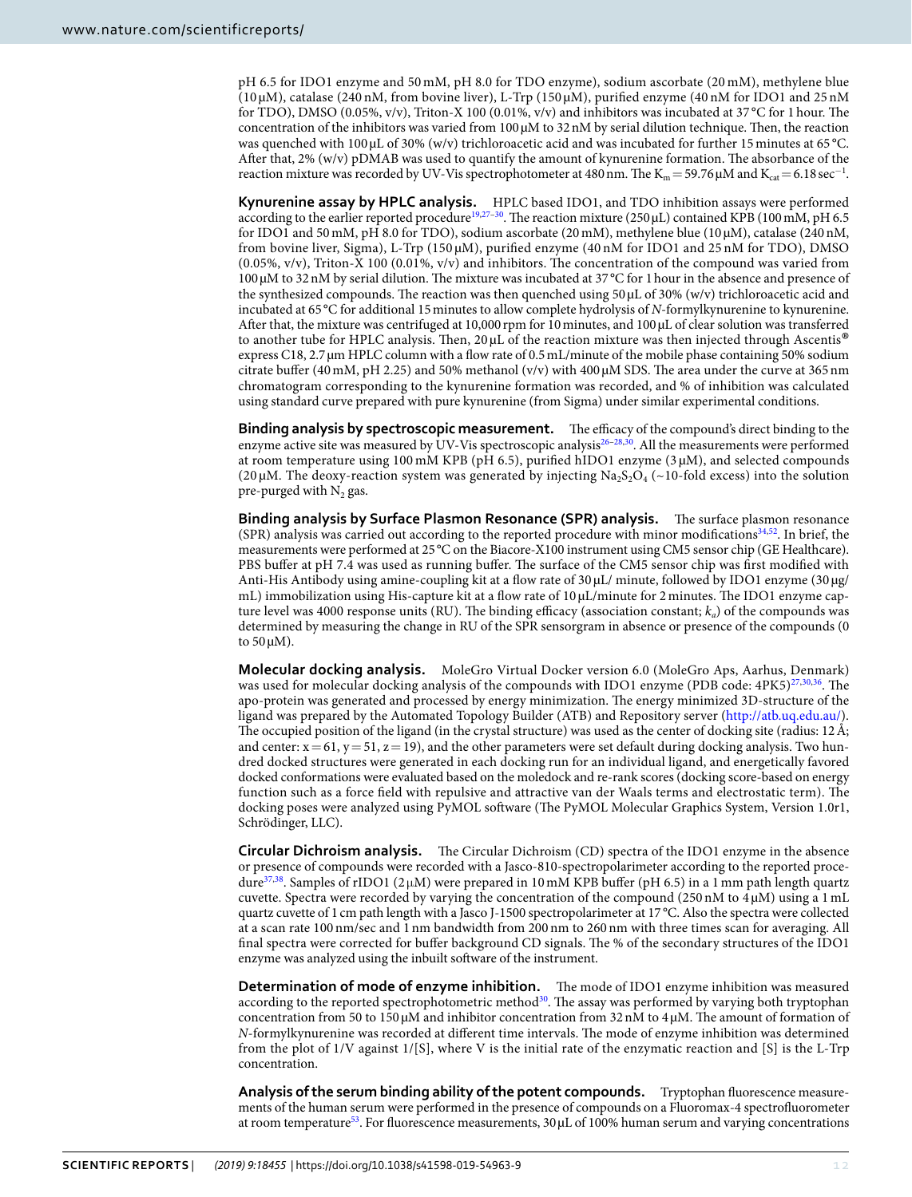pH 6.5 for IDO1 enzyme and 50 mM, pH 8.0 for TDO enzyme), sodium ascorbate (20 mM), methylene blue (10 μM), catalase (240 nM, from bovine liver), L-Trp (150 μM), purified enzyme (40 nM for IDO1 and 25 nM for TDO), DMSO (0.05%, v/v), Triton-X 100 (0.01%, v/v) and inhibitors was incubated at 37 °C for 1 hour. The concentration of the inhibitors was varied from 100 μM to 32 nM by serial dilution technique. Then, the reaction was quenched with 100 μL of 30% (w/v) trichloroacetic acid and was incubated for further 15 minutes at 65 °C. After that, 2% (w/v) pDMAB was used to quantify the amount of kynurenine formation. The absorbance of the reaction mixture was recorded by UV-Vis spectrophotometer at 480 nm. The $K_m = 59.76$ μM and $K_{cat} = 6.18$ $sec^{-1}$.

**Kynurenine assay by HPLC analysis.** HPLC based IDO1, and TDO inhibition assays were performed according to the earlier reported procedure[19,27–30]. The reaction mixture (250 μL) contained KPB (100 mM, pH 6.5 for IDO1 and 50 mM, pH 8.0 for TDO), sodium ascorbate (20 mM), methylene blue (10 μM), catalase (240 nM, from bovine liver, Sigma), L-Trp (150 μM), purified enzyme (40 nM for IDO1 and 25 nM for TDO), DMSO (0.05%, v/v), Triton-X 100 (0.01%, v/v) and inhibitors. The concentration of the compound was varied from 100 μM to 32 nM by serial dilution. The mixture was incubated at 37 °C for 1 hour in the absence and presence of the synthesized compounds. The reaction was then quenched using 50 μL of 30% (w/v) trichloroacetic acid and incubated at 65 °C for additional 15 minutes to allow complete hydrolysis of *N*-formylkynurenine to kynurenine. After that, the mixture was centrifuged at 10,000 rpm for 10 minutes, and 100 μL of clear solution was transferred to another tube for HPLC analysis. Then, 20 μL of the reaction mixture was then injected through Ascentis® express C18, 2.7 μm HPLC column with a flow rate of 0.5 mL/minute of the mobile phase containing 50% sodium citrate buffer (40 mM, pH 2.25) and 50% methanol (v/v) with 400 μM SDS. The area under the curve at 365 nm chromatogram corresponding to the kynurenine formation was recorded, and % of inhibition was calculated using standard curve prepared with pure kynurenine (from Sigma) under similar experimental conditions.

**Binding analysis by spectroscopic measurement.** The efficacy of the compound's direct binding to the enzyme active site was measured by UV-Vis spectroscopic analysis[26–28,30]. All the measurements were performed at room temperature using 100 mM KPB (pH 6.5), purified hIDO1 enzyme (3 μM), and selected compounds (20 μM. The deoxy-reaction system was generated by injecting $Na_2S_2O_4$ (~10-fold excess) into the solution pre-purged with $N_2$ gas.

**Binding analysis by Surface Plasmon Resonance (SPR) analysis.** The surface plasmon resonance (SPR) analysis was carried out according to the reported procedure with minor modifications[34,52]. In brief, the measurements were performed at 25 °C on the Biacore-X100 instrument using CM5 sensor chip (GE Healthcare). PBS buffer at pH 7.4 was used as running buffer. The surface of the CM5 sensor chip was first modified with Anti-His Antibody using amine-coupling kit at a flow rate of 30 μL/ minute, followed by IDO1 enzyme (30 μg/mL) immobilization using His-capture kit at a flow rate of 10 μL/minute for 2 minutes. The IDO1 enzyme capture level was 4000 response units (RU). The binding efficacy (association constant; $k_a$) of the compounds was determined by measuring the change in RU of the SPR sensorgram in absence or presence of the compounds (0 to 50 μM).

**Molecular docking analysis.** MoleGro Virtual Docker version 6.0 (MoleGro Aps, Aarhus, Denmark) was used for molecular docking analysis of the compounds with IDO1 enzyme (PDB code: 4PK5)[27,30,36]. The apo-protein was generated and processed by energy minimization. The energy minimized 3D-structure of the ligand was prepared by the Automated Topology Builder (ATB) and Repository server (http://atb.uq.edu.au/). The occupied position of the ligand (in the crystal structure) was used as the center of docking site (radius: 12 Å; and center: x = 61, y = 51, z = 19), and the other parameters were set default during docking analysis. Two hundred docked structures were generated in each docking run for an individual ligand, and energetically favored docked conformations were evaluated based on the moledock and re-rank scores (docking score-based on energy function such as a force field with repulsive and attractive van der Waals terms and electrostatic term). The docking poses were analyzed using PyMOL software (The PyMOL Molecular Graphics System, Version 1.0r1, Schrödinger, LLC).

**Circular Dichroism analysis.** The Circular Dichroism (CD) spectra of the IDO1 enzyme in the absence or presence of compounds were recorded with a Jasco-810-spectropolarimeter according to the reported procedure[37,38]. Samples of rIDO1 (2 μM) were prepared in 10 mM KPB buffer (pH 6.5) in a 1 mm path length quartz cuvette. Spectra were recorded by varying the concentration of the compound (250 nM to 4 μM) using a 1 mL quartz cuvette of 1 cm path length with a Jasco J-1500 spectropolarimeter at 17 °C. Also the spectra were collected at a scan rate 100 nm/sec and 1 nm bandwidth from 200 nm to 260 nm with three times scan for averaging. All final spectra were corrected for buffer background CD signals. The % of the secondary structures of the IDO1 enzyme was analyzed using the inbuilt software of the instrument.

**Determination of mode of enzyme inhibition.** The mode of IDO1 enzyme inhibition was measured according to the reported spectrophotometric method[30]. The assay was performed by varying both tryptophan concentration from 50 to 150 μM and inhibitor concentration from 32 nM to 4 μM. The amount of formation of *N*-formylkynurenine was recorded at different time intervals. The mode of enzyme inhibition was determined from the plot of 1/V against 1/[S], where V is the initial rate of the enzymatic reaction and [S] is the L-Trp concentration.

**Analysis of the serum binding ability of the potent compounds.** Tryptophan fluorescence measurements of the human serum were performed in the presence of compounds on a Fluoromax-4 spectrofluorometer at room temperature[53]. For fluorescence measurements, 30 μL of 100% human serum and varying concentrations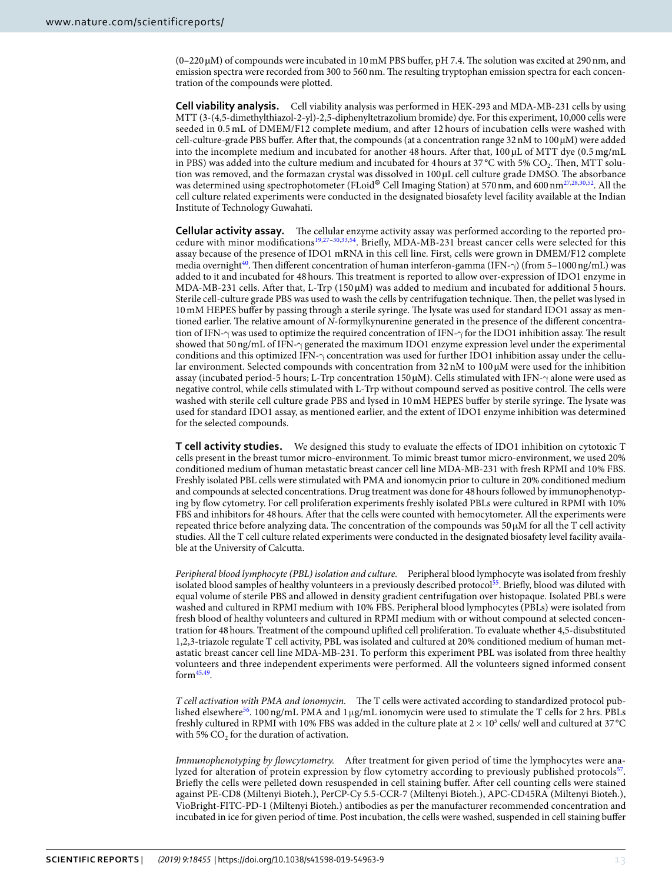(0–220 μM) of compounds were incubated in 10 mM PBS buffer, pH 7.4. The solution was excited at 290 nm, and emission spectra were recorded from 300 to 560 nm. The resulting tryptophan emission spectra for each concentration of the compounds were plotted.

**Cell viability analysis.** Cell viability analysis was performed in HEK-293 and MDA-MB-231 cells by using MTT (3-(4,5-dimethylthiazol-2-yl)-2,5-diphenyltetrazolium bromide) dye. For this experiment, 10,000 cells were seeded in 0.5 mL of DMEM/F12 complete medium, and after 12 hours of incubation cells were washed with cell-culture-grade PBS buffer. After that, the compounds (at a concentration range 32 nM to 100 μM) were added into the incomplete medium and incubated for another 48 hours. After that, 100 μL of MTT dye (0.5 mg/mL in PBS) was added into the culture medium and incubated for 4 hours at 37 °C with 5% $CO_2$. Then, MTT solution was removed, and the formazan crystal was dissolved in 100 μL cell culture grade DMSO. The absorbance was determined using spectrophotometer (FLoid® Cell Imaging Station) at 570 nm, and 600 nm[27,28,30,52]. All the cell culture related experiments were conducted in the designated biosafety level facility available at the Indian Institute of Technology Guwahati.

**Cellular activity assay.** The cellular enzyme activity assay was performed according to the reported procedure with minor modifications[19,27–30,33,54]. Briefly, MDA-MB-231 breast cancer cells were selected for this assay because of the presence of IDO1 mRNA in this cell line. First, cells were grown in DMEM/F12 complete media overnight[40]. Then different concentration of human interferon-gamma (IFN-γ) (from 5–1000 ng/mL) was added to it and incubated for 48 hours. This treatment is reported to allow over-expression of IDO1 enzyme in MDA-MB-231 cells. After that, L-Trp (150 μM) was added to medium and incubated for additional 5 hours. Sterile cell-culture grade PBS was used to wash the cells by centrifugation technique. Then, the pellet was lysed in 10 mM HEPES buffer by passing through a sterile syringe. The lysate was used for standard IDO1 assay as mentioned earlier. The relative amount of *N*-formylkynurenine generated in the presence of the different concentration of IFN-γ was used to optimize the required concentration of IFN-γ for the IDO1 inhibition assay. The result showed that 50 ng/mL of IFN-γ generated the maximum IDO1 enzyme expression level under the experimental conditions and this optimized IFN-γ concentration was used for further IDO1 inhibition assay under the cellular environment. Selected compounds with concentration from 32 nM to 100 μM were used for the inhibition assay (incubated period-5 hours; L-Trp concentration 150 μM). Cells stimulated with IFN-γ alone were used as negative control, while cells stimulated with L-Trp without compound served as positive control. The cells were washed with sterile cell culture grade PBS and lysed in 10 mM HEPES buffer by sterile syringe. The lysate was used for standard IDO1 assay, as mentioned earlier, and the extent of IDO1 enzyme inhibition was determined for the selected compounds.

**T cell activity studies.** We designed this study to evaluate the effects of IDO1 inhibition on cytotoxic T cells present in the breast tumor micro-environment. To mimic breast tumor micro-environment, we used 20% conditioned medium of human metastatic breast cancer cell line MDA-MB-231 with fresh RPMI and 10% FBS. Freshly isolated PBL cells were stimulated with PMA and ionomycin prior to culture in 20% conditioned medium and compounds at selected concentrations. Drug treatment was done for 48 hours followed by immunophenotyping by flow cytometry. For cell proliferation experiments freshly isolated PBLs were cultured in RPMI with 10% FBS and inhibitors for 48 hours. After that the cells were counted with hemocytometer. All the experiments were repeated thrice before analyzing data. The concentration of the compounds was 50 μM for all the T cell activity studies. All the T cell culture related experiments were conducted in the designated biosafety level facility available at the University of Calcutta.

*Peripheral blood lymphocyte (PBL) isolation and culture.* Peripheral blood lymphocyte was isolated from freshly isolated blood samples of healthy volunteers in a previously described protocol[55]. Briefly, blood was diluted with equal volume of sterile PBS and allowed in density gradient centrifugation over histopaque. Isolated PBLs were washed and cultured in RPMI medium with 10% FBS. Peripheral blood lymphocytes (PBLs) were isolated from fresh blood of healthy volunteers and cultured in RPMI medium with or without compound at selected concentration for 48 hours. Treatment of the compound uplifted cell proliferation. To evaluate whether 4,5-disubstituted 1,2,3-triazole regulate T cell activity, PBL was isolated and cultured at 20% conditioned medium of human metastatic breast cancer cell line MDA-MB-231. To perform this experiment PBL was isolated from three healthy volunteers and three independent experiments were performed. All the volunteers signed informed consent form[45,49].

*T cell activation with PMA and ionomycin.* The T cells were activated according to standardized protocol published elsewhere[56]. 100 ng/mL PMA and 1 μg/mL ionomycin were used to stimulate the T cells for 2 hrs. PBLs freshly cultured in RPMI with 10% FBS was added in the culture plate at $2 \times 10^5$ cells/ well and cultured at 37 °C with 5% $CO_2$ for the duration of activation.

*Immunophenotyping by flowcytometry.* After treatment for given period of time the lymphocytes were analyzed for alteration of protein expression by flow cytometry according to previously published protocols[57]. Briefly the cells were pelleted down resuspended in cell staining buffer. After cell counting cells were stained against PE-CD8 (Miltenyi Bioteh.), PerCP-Cy 5.5-CCR-7 (Miltenyi Bioteh.), APC-CD45RA (Miltenyi Bioteh.), VioBright-FITC-PD-1 (Miltenyi Bioteh.) antibodies as per the manufacturer recommended concentration and incubated in ice for given period of time. Post incubation, the cells were washed, suspended in cell staining buffer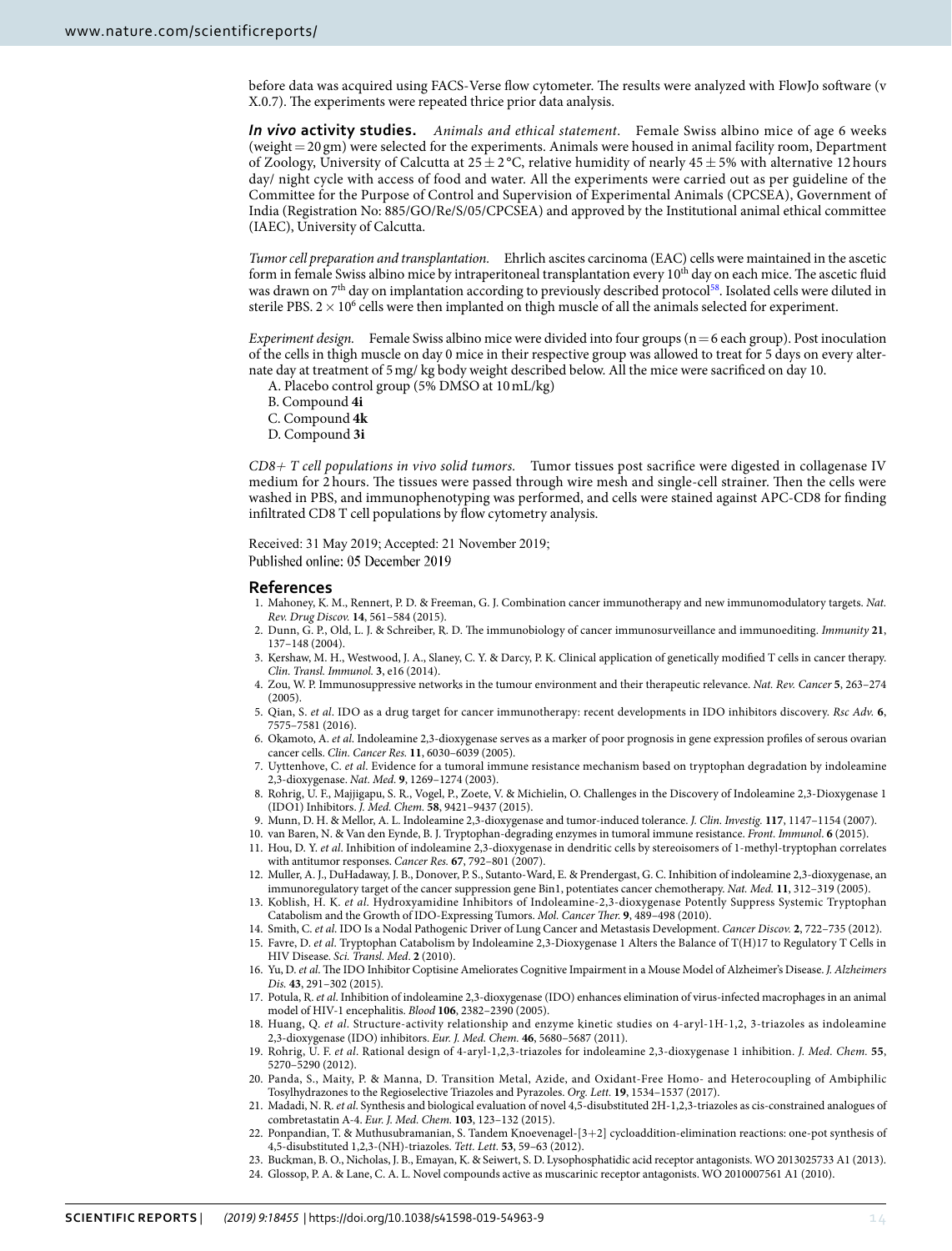before data was acquired using FACS-Verse flow cytometer. The results were analyzed with FlowJo software (v X.0.7). The experiments were repeated thrice prior data analysis.

***In vivo* activity studies.** *Animals and ethical statement*. Female Swiss albino mice of age 6 weeks (weight = 20 gm) were selected for the experiments. Animals were housed in animal facility room, Department of Zoology, University of Calcutta at 25 ± 2 °C, relative humidity of nearly 45 ± 5% with alternative 12 hours day/ night cycle with access of food and water. All the experiments were carried out as per guideline of the Committee for the Purpose of Control and Supervision of Experimental Animals (CPCSEA), Government of India (Registration No: 885/GO/Re/S/05/CPCSEA) and approved by the Institutional animal ethical committee (IAEC), University of Calcutta.

*Tumor cell preparation and transplantation.* Ehrlich ascites carcinoma (EAC) cells were maintained in the ascetic form in female Swiss albino mice by intraperitoneal transplantation every 10th day on each mice. The ascetic fluid was drawn on 7th day on implantation according to previously described protocol[58]. Isolated cells were diluted in sterile PBS. $2 \times 10^6$ cells were then implanted on thigh muscle of all the animals selected for experiment.

*Experiment design.* Female Swiss albino mice were divided into four groups (n = 6 each group). Post inoculation of the cells in thigh muscle on day 0 mice in their respective group was allowed to treat for 5 days on every alternate day at treatment of 5 mg/ kg body weight described below. All the mice were sacrificed on day 10.

A. Placebo control group (5% DMSO at 10 mL/kg)
B. Compound **4i**
C. Compound **4k**
D. Compound **3i**

*CD8+ T cell populations in vivo solid tumors.* Tumor tissues post sacrifice were digested in collagenase IV medium for 2 hours. The tissues were passed through wire mesh and single-cell strainer. Then the cells were washed in PBS, and immunophenotyping was performed, and cells were stained against APC-CD8 for finding infiltrated CD8 T cell populations by flow cytometry analysis.

Received: 31 May 2019; Accepted: 21 November 2019;
Published online: 05 December 2019

## References

1. Mahoney, K. M., Rennert, P. D. & Freeman, G. J. Combination cancer immunotherapy and new immunomodulatory targets. *Nat. Rev. Drug Discov.* **14**, 561–584 (2015).
2. Dunn, G. P., Old, L. J. & Schreiber, R. D. The immunobiology of cancer immunosurveillance and immunoediting. *Immunity* **21**, 137–148 (2004).
3. Kershaw, M. H., Westwood, J. A., Slaney, C. Y. & Darcy, P. K. Clinical application of genetically modified T cells in cancer therapy. *Clin. Transl. Immunol.* **3**, e16 (2014).
4. Zou, W. P. Immunosuppressive networks in the tumour environment and their therapeutic relevance. *Nat. Rev. Cancer* **5**, 263–274 (2005).
5. Qian, S. *et al*. IDO as a drug target for cancer immunotherapy: recent developments in IDO inhibitors discovery. *Rsc Adv.* **6**, 7575–7581 (2016).
6. Okamoto, A. *et al*. Indoleamine 2,3-dioxygenase serves as a marker of poor prognosis in gene expression profiles of serous ovarian cancer cells. *Clin. Cancer Res.* **11**, 6030–6039 (2005).
7. Uyttenhove, C. *et al*. Evidence for a tumoral immune resistance mechanism based on tryptophan degradation by indoleamine 2,3-dioxygenase. *Nat. Med.* **9**, 1269–1274 (2003).
8. Rohrig, U. F., Majjigapu, S. R., Vogel, P., Zoete, V. & Michielin, O. Challenges in the Discovery of Indoleamine 2,3-Dioxygenase 1 (IDO1) Inhibitors. *J. Med. Chem.* **58**, 9421–9437 (2015).
9. Munn, D. H. & Mellor, A. L. Indoleamine 2,3-dioxygenase and tumor-induced tolerance. *J. Clin. Investig.* **117**, 1147–1154 (2007).
10. van Baren, N. & Van den Eynde, B. J. Tryptophan-degrading enzymes in tumoral immune resistance. *Front. Immunol*. **6** (2015).
11. Hou, D. Y. *et al*. Inhibition of indoleamine 2,3-dioxygenase in dendritic cells by stereoisomers of 1-methyl-tryptophan correlates with antitumor responses. *Cancer Res.* **67**, 792–801 (2007).
12. Muller, A. J., DuHadaway, J. B., Donover, P. S., Sutanto-Ward, E. & Prendergast, G. C. Inhibition of indoleamine 2,3-dioxygenase, an immunoregulatory target of the cancer suppression gene Bin1, potentiates cancer chemotherapy. *Nat. Med.* **11**, 312–319 (2005).
13. Koblish, H. K. *et al*. Hydroxyamidine Inhibitors of Indoleamine-2,3-dioxygenase Potently Suppress Systemic Tryptophan Catabolism and the Growth of IDO-Expressing Tumors. *Mol. Cancer Ther.* **9**, 489–498 (2010).
14. Smith, C. *et al*. IDO Is a Nodal Pathogenic Driver of Lung Cancer and Metastasis Development. *Cancer Discov.* **2**, 722–735 (2012).
15. Favre, D. *et al*. Tryptophan Catabolism by Indoleamine 2,3-Dioxygenase 1 Alters the Balance of T(H)17 to Regulatory T Cells in HIV Disease. *Sci. Transl. Med*. **2** (2010).
16. Yu, D. *et al*. The IDO Inhibitor Coptisine Ameliorates Cognitive Impairment in a Mouse Model of Alzheimer's Disease. *J. Alzheimers Dis.* **43**, 291–302 (2015).
17. Potula, R. *et al*. Inhibition of indoleamine 2,3-dioxygenase (IDO) enhances elimination of virus-infected macrophages in an animal model of HIV-1 encephalitis. *Blood* **106**, 2382–2390 (2005).
18. Huang, Q. *et al*. Structure-activity relationship and enzyme kinetic studies on 4-aryl-1H-1,2, 3-triazoles as indoleamine 2,3-dioxygenase (IDO) inhibitors. *Eur. J. Med. Chem.* **46**, 5680–5687 (2011).
19. Rohrig, U. F. *et al*. Rational design of 4-aryl-1,2,3-triazoles for indoleamine 2,3-dioxygenase 1 inhibition. *J. Med. Chem.* **55**, 5270–5290 (2012).
20. Panda, S., Maity, P. & Manna, D. Transition Metal, Azide, and Oxidant-Free Homo- and Heterocoupling of Ambiphilic Tosylhydrazones to the Regioselective Triazoles and Pyrazoles. *Org. Lett.* **19**, 1534–1537 (2017).
21. Madadi, N. R. *et al*. Synthesis and biological evaluation of novel 4,5-disubstituted 2H-1,2,3-triazoles as cis-constrained analogues of combretastatin A-4. *Eur. J. Med. Chem.* **103**, 123–132 (2015).
22. Ponpandian, T. & Muthusubramanian, S. Tandem Knoevenagel-[3+2] cycloaddition-elimination reactions: one-pot synthesis of 4,5-disubstituted 1,2,3-(NH)-triazoles. *Tett. Lett.* **53**, 59–63 (2012).
23. Buckman, B. O., Nicholas, J. B., Emayan, K. & Seiwert, S. D. Lysophosphatidic acid receptor antagonists. WO 2013025733 A1 (2013).
24. Glossop, P. A. & Lane, C. A. L. Novel compounds active as muscarinic receptor antagonists. WO 2010007561 A1 (2010).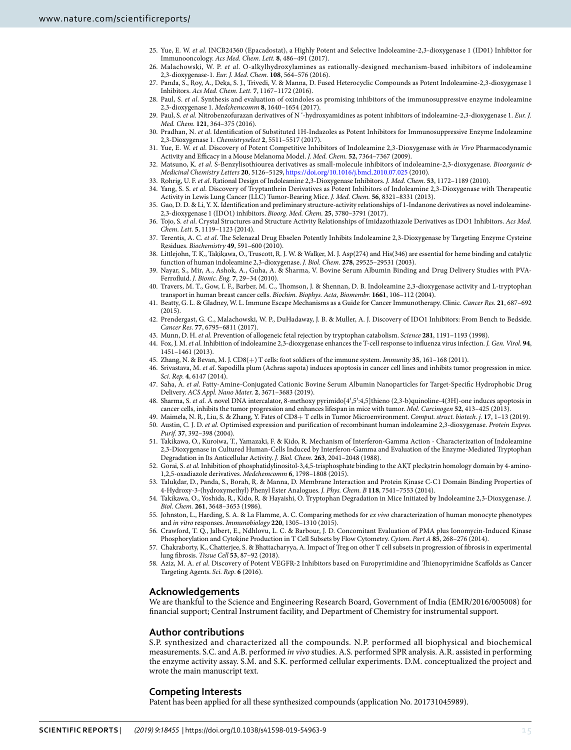25. Yue, E. W. *et al*. INCB24360 (Epacadostat), a Highly Potent and Selective Indoleamine-2,3-dioxygenase 1 (ID01) Inhibitor for Immunooncology. *Acs Med. Chem. Lett.* **8**, 486–491 (2017).
26. Malachowski, W. P. *et al*. O-alkylhydroxylamines as rationally-designed mechanism-based inhibitors of indoleamine 2,3-dioxygenase-1. *Eur. J. Med. Chem.* **108**, 564–576 (2016).
27. Panda, S., Roy, A., Deka, S. J., Trivedi, V. & Manna, D. Fused Heterocyclic Compounds as Potent Indoleamine-2,3-dioxygenase 1 Inhibitors. *Acs Med. Chem. Lett.* **7**, 1167–1172 (2016).
28. Paul, S. *et al*. Synthesis and evaluation of oxindoles as promising inhibitors of the immunosuppressive enzyme indoleamine 2,3-dioxygenase 1. *Medchemcomm* **8**, 1640–1654 (2017).
29. Paul, S. *et al*. Nitrobenzofurazan derivatives of N '-hydroxyamidines as potent inhibitors of indoleamine-2,3-dioxygenase 1. *Eur. J. Med. Chem.* **121**, 364–375 (2016).
30. Pradhan, N. *et al*. Identification of Substituted 1H-Indazoles as Potent Inhibitors for Immunosuppressive Enzyme Indoleamine 2,3-Dioxygenase 1. *Chemistryselect* **2**, 5511–5517 (2017).
31. Yue, E. W. *et al*. Discovery of Potent Competitive Inhibitors of Indoleamine 2,3-Dioxygenase with *in Vivo* Pharmacodynamic Activity and Efficacy in a Mouse Melanoma Model. *J. Med. Chem.* **52**, 7364–7367 (2009).
32. Matsuno, K. *et al*. S-Benzylisothiourea derivatives as small-molecule inhibitors of indoleamine-2,3-dioxygenase. *Bioorganic & Medicinal Chemistry Letters* **20**, 5126–5129, https://doi.org/10.1016/j.bmcl.2010.07.025 (2010).
33. Rohrig, U. F. *et al*. Rational Design of Indoleamine 2,3-Dioxygenase Inhibitors. *J. Med. Chem.* **53**, 1172–1189 (2010).
34. Yang, S. S. *et al*. Discovery of Tryptanthrin Derivatives as Potent Inhibitors of Indoleamine 2,3-Dioxygenase with Therapeutic Activity in Lewis Lung Cancer (LLC) Tumor-Bearing Mice. *J. Med. Chem.* **56**, 8321–8331 (2013).
35. Gao, D. D. & Li, Y. X. Identification and preliminary structure-activity relationships of 1-Indanone derivatives as novel indoleamine-2,3-dioxygenase 1 (IDO1) inhibitors. *Bioorg. Med. Chem.* **25**, 3780–3791 (2017).
36. Tojo, S. *et al*. Crystal Structures and Structure Activity Relationships of Imidazothiazole Derivatives as IDO1 Inhibitors. *Acs Med. Chem. Lett.* **5**, 1119–1123 (2014).
37. Terentis, A. C. *et al*. The Selenazal Drug Ebselen Potently Inhibits Indoleamine 2,3-Dioxygenase by Targeting Enzyme Cysteine Residues. *Biochemistry* **49**, 591–600 (2010).
38. Littlejohn, T. K., Takikawa, O., Truscott, R. J. W. & Walker, M. J. Asp(274) and His(346) are essential for heme binding and catalytic function of human indoleamine 2,3-dioxygenase. *J. Biol. Chem.* **278**, 29525–29531 (2003).
39. Nayar, S., Mir, A., Ashok, A., Guha, A. & Sharma, V. Bovine Serum Albumin Binding and Drug Delivery Studies with PVA-Ferrofluid. *J. Bionic. Eng.* **7**, 29–34 (2010).
40. Travers, M. T., Gow, I. F., Barber, M. C., Thomson, J. & Shennan, D. B. Indoleamine 2,3-dioxygenase activity and L-tryptophan transport in human breast cancer cells. *Biochim. Biophys. Acta, Biomembr.* **1661**, 106–112 (2004).
41. Beatty, G. L. & Gladney, W. L. Immune Escape Mechanisms as a Guide for Cancer Immunotherapy. Clinic. *Cancer Res.* **21**, 687–692 (2015).
42. Prendergast, G. C., Malachowski, W. P., DuHadaway, J. B. & Muller, A. J. Discovery of IDO1 Inhibitors: From Bench to Bedside. *Cancer Res.* **77**, 6795–6811 (2017).
43. Munn, D. H. *et al*. Prevention of allogeneic fetal rejection by tryptophan catabolism. *Science* **281**, 1191–1193 (1998).
44. Fox, J. M. *et al*. Inhibition of indoleamine 2,3-dioxygenase enhances the T-cell response to influenza virus infection. *J. Gen. Virol.* **94**, 1451–1461 (2013).
45. Zhang, N. & Bevan, M. J. CD8(+) T cells: foot soldiers of the immune system. *Immunity* **35**, 161–168 (2011).
46. Srivastava, M. *et al*. Sapodilla plum (Achras sapota) induces apoptosis in cancer cell lines and inhibits tumor progression in mice. *Sci. Rep.* **4**, 6147 (2014).
47. Saha, A. *et al*. Fatty-Amine-Conjugated Cationic Bovine Serum Albumin Nanoparticles for Target-Specific Hydrophobic Drug Delivery. *ACS Appl. Nano Mater.* **2**, 3671–3683 (2019).
48. Sharma, S. *et al*. A novel DNA intercalator, 8-methoxy pyrimido[4′,5′:4,5]thieno (2,3-b)quinoline-4(3H)-one induces apoptosis in cancer cells, inhibits the tumor progression and enhances lifespan in mice with tumor. *Mol. Carcinogen* **52**, 413–425 (2013).
49. Maimela, N. R., Liu, S. & Zhang, Y. Fates of CD8+ T cells in Tumor Microenvironment. *Comput. struct. biotech. j.* **17**, 1–13 (2019).
50. Austin, C. J. D. *et al*. Optimised expression and purification of recombinant human indoleamine 2,3-dioxygenase. *Protein Expres. Purif.* **37**, 392–398 (2004).
51. Takikawa, O., Kuroiwa, T., Yamazaki, F. & Kido, R. Mechanism of Interferon-Gamma Action - Characterization of Indoleamine 2,3-Dioxygenase in Cultured Human-Cells Induced by Interferon-Gamma and Evaluation of the Enzyme-Mediated Tryptophan Degradation in Its Anticellular Activity. *J. Biol. Chem.* **263**, 2041–2048 (1988).
52. Gorai, S. *et al*. Inhibition of phosphatidylinositol-3,4,5-trisphosphate binding to the AKT pleckstrin homology domain by 4-amino-1,2,5-oxadiazole derivatives. *Medchemcomm* **6**, 1798–1808 (2015).
53. Talukdar, D., Panda, S., Borah, R. & Manna, D. Membrane Interaction and Protein Kinase C-C1 Domain Binding Properties of 4-Hydroxy-3-(hydroxymethyl) Phenyl Ester Analogues. *J. Phys. Chem. B* **118**, 7541–7553 (2014).
54. Takikawa, O., Yoshida, R., Kido, R. & Hayaishi, O. Tryptophan Degradation in Mice Initiated by Indoleamine 2,3-Dioxygenase. *J. Biol. Chem.* **261**, 3648–3653 (1986).
55. Johnston, L., Harding, S. A. & La Flamme, A. C. Comparing methods for *ex vivo* characterization of human monocyte phenotypes and *in vitro* responses. *Immunobiology* **220**, 1305–1310 (2015).
56. Crawford, T. Q., Jalbert, E., Ndhlovu, L. C. & Barbour, J. D. Concomitant Evaluation of PMA plus Ionomycin-Induced Kinase Phosphorylation and Cytokine Production in T Cell Subsets by Flow Cytometry. *Cytom. Part A* **85**, 268–276 (2014).
57. Chakraborty, K., Chatterjee, S. & Bhattacharyya, A. Impact of Treg on other T cell subsets in progression of fibrosis in experimental lung fibrosis. *Tissue Cell* **53**, 87–92 (2018).
58. Aziz, M. A. *et al*. Discovery of Potent VEGFR-2 Inhibitors based on Furopyrimidine and Thienopyrimidne Scaffolds as Cancer Targeting Agents. *Sci. Rep.* **6** (2016).

## Acknowledgements

We are thankful to the Science and Engineering Research Board, Government of India (EMR/2016/005008) for financial support; Central Instrument facility, and Department of Chemistry for instrumental support.

## Author contributions

S.P. synthesized and characterized all the compounds. N.P. performed all biophysical and biochemical measurements. S.C. and A.B. performed *in vivo* studies. A.S. performed SPR analysis. A.R. assisted in performing the enzyme activity assay. S.M. and S.K. performed cellular experiments. D.M. conceptualized the project and wrote the main manuscript text.

## Competing Interests

Patent has been applied for all these synthesized compounds (application No. 201731045989).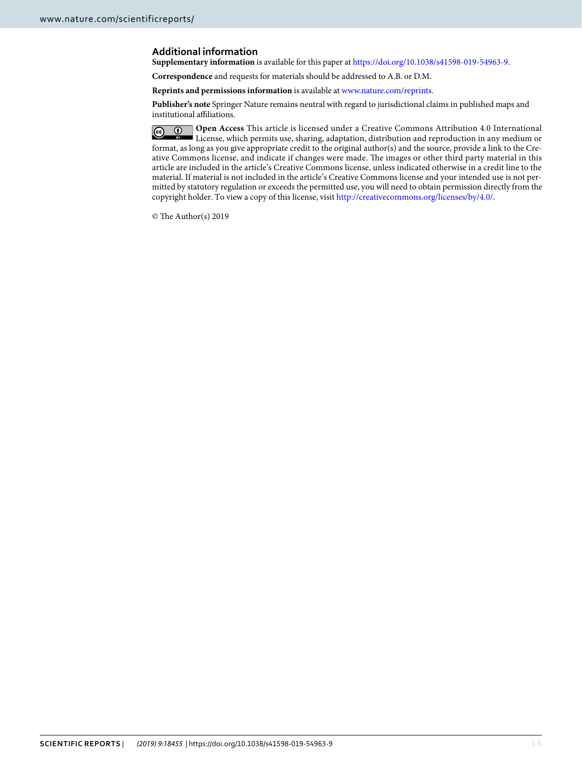## Additional information

**Supplementary information** is available for this paper at https://doi.org/10.1038/s41598-019-54963-9.

**Correspondence** and requests for materials should be addressed to A.B. or D.M.

**Reprints and permissions information** is available at www.nature.com/reprints.

**Publisher's note** Springer Nature remains neutral with regard to jurisdictional claims in published maps and institutional affiliations.

**Open Access** This article is licensed under a Creative Commons Attribution 4.0 International License, which permits use, sharing, adaptation, distribution and reproduction in any medium or format, as long as you give appropriate credit to the original author(s) and the source, provide a link to the Creative Commons license, and indicate if changes were made. The images or other third party material in this article are included in the article's Creative Commons license, unless indicated otherwise in a credit line to the material. If material is not included in the article's Creative Commons license and your intended use is not permitted by statutory regulation or exceeds the permitted use, you will need to obtain permission directly from the copyright holder. To view a copy of this license, visit http://creativecommons.org/licenses/by/4.0/.

© The Author(s) 2019